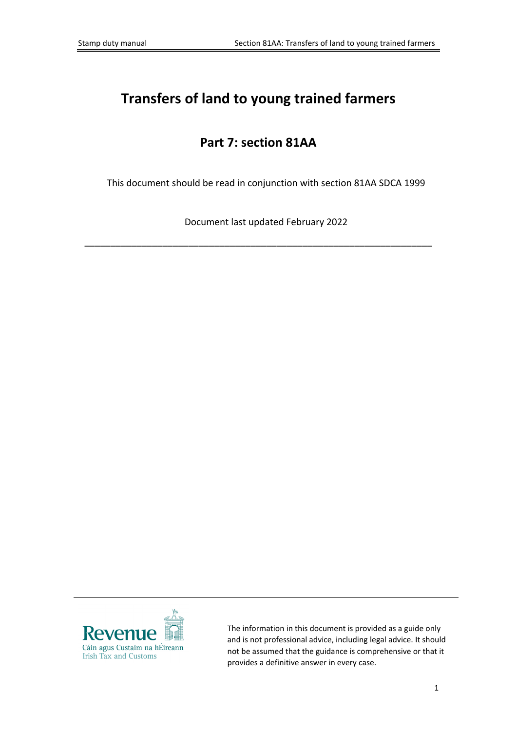# Transfers of land to young trained farmers

## Part 7: section 81AA

This document should be read in conjunction with section 81AA SDCA 1999

Document last updated February 2022

---

The information in this document is provided as a guide only and is not professional advice, including legal advice. It should not be assumed that the guidance is comprehensive or that it provides a definitive answer in every case.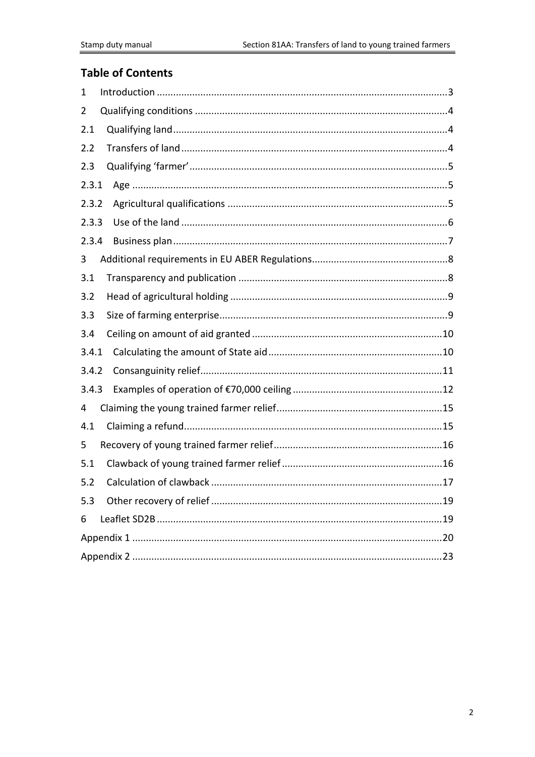## Table of Contents

1 Introduction ....................................................................................................3
2 Qualifying conditions .......................................................................................4
2.1 Qualifying land...............................................................................................4
2.2 Transfers of land............................................................................................4
2.3 Qualifying 'farmer'..........................................................................................5
2.3.1 Age ..............................................................................................................5
2.3.2 Agricultural qualifications ............................................................................5
2.3.3 Use of the land .............................................................................................6
2.3.4 Business plan................................................................................................7
3 Additional requirements in EU ABER Regulations..............................................8
3.1 Transparency and publication .......................................................................8
3.2 Head of agricultural holding ..........................................................................9
3.3 Size of farming enterprise..............................................................................9
3.4 Ceiling on amount of aid granted .................................................................10
3.4.1 Calculating the amount of State aid ...........................................................10
3.4.2 Consanguinity relief....................................................................................11
3.4.3 Examples of operation of €70,000 ceiling ..................................................12
4 Claiming the young trained farmer relief.........................................................15
4.1 Claiming a refund.........................................................................................15
5 Recovery of young trained farmer relief..........................................................16
5.1 Clawback of young trained farmer relief......................................................16
5.2 Calculation of clawback ...............................................................................17
5.3 Other recovery of relief ...............................................................................19
6 Leaflet SD2B ...................................................................................................19
Appendix 1 .........................................................................................................20
Appendix 2 .........................................................................................................23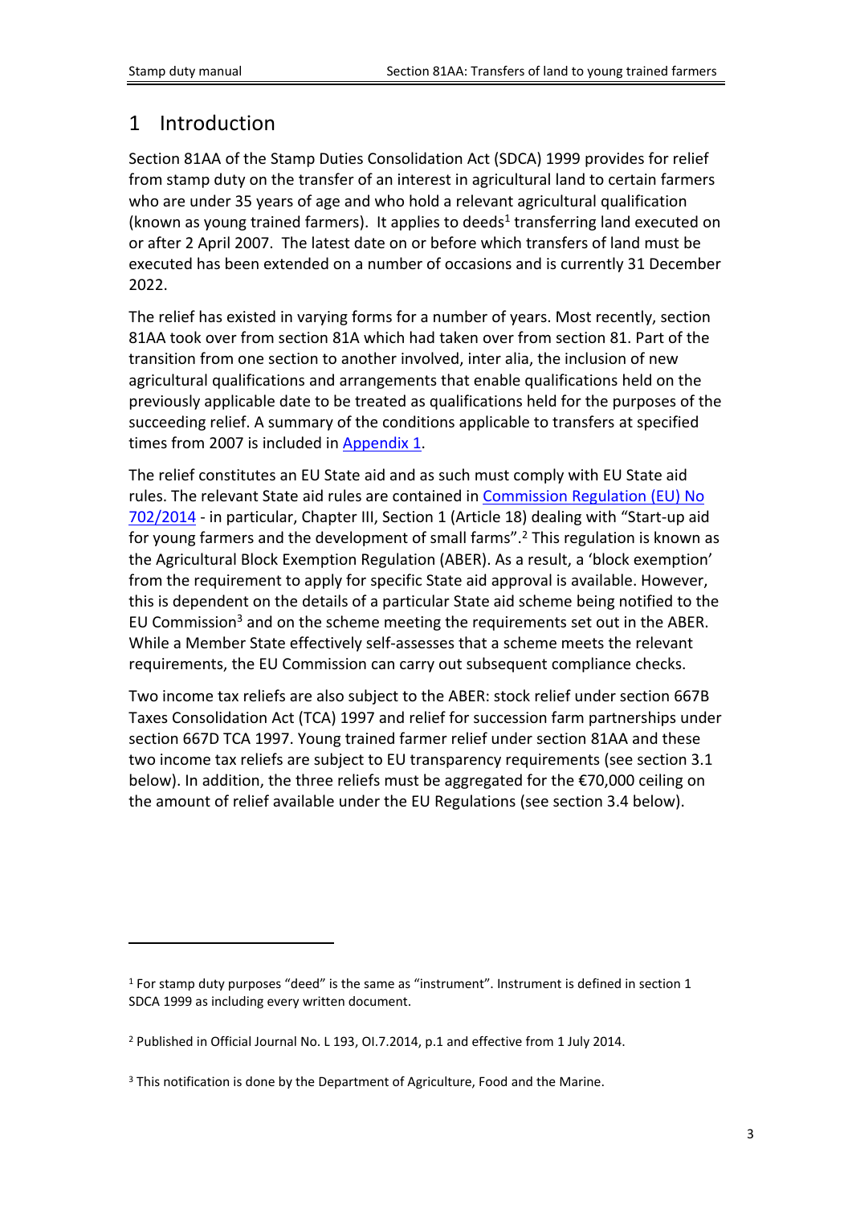# 1 Introduction

Section 81AA of the Stamp Duties Consolidation Act (SDCA) 1999 provides for relief from stamp duty on the transfer of an interest in agricultural land to certain farmers who are under 35 years of age and who hold a relevant agricultural qualification (known as young trained farmers). It applies to deeds[1] transferring land executed on or after 2 April 2007. The latest date on or before which transfers of land must be executed has been extended on a number of occasions and is currently 31 December 2022.

The relief has existed in varying forms for a number of years. Most recently, section 81AA took over from section 81A which had taken over from section 81. Part of the transition from one section to another involved, inter alia, the inclusion of new agricultural qualifications and arrangements that enable qualifications held on the previously applicable date to be treated as qualifications held for the purposes of the succeeding relief. A summary of the conditions applicable to transfers at specified times from 2007 is included in Appendix 1.

The relief constitutes an EU State aid and as such must comply with EU State aid rules. The relevant State aid rules are contained in Commission Regulation (EU) No 702/2014 - in particular, Chapter III, Section 1 (Article 18) dealing with "Start-up aid for young farmers and the development of small farms".[2] This regulation is known as the Agricultural Block Exemption Regulation (ABER). As a result, a 'block exemption' from the requirement to apply for specific State aid approval is available. However, this is dependent on the details of a particular State aid scheme being notified to the EU Commission[3] and on the scheme meeting the requirements set out in the ABER. While a Member State effectively self-assesses that a scheme meets the relevant requirements, the EU Commission can carry out subsequent compliance checks.

Two income tax reliefs are also subject to the ABER: stock relief under section 667B Taxes Consolidation Act (TCA) 1997 and relief for succession farm partnerships under section 667D TCA 1997. Young trained farmer relief under section 81AA and these two income tax reliefs are subject to EU transparency requirements (see section 3.1 below). In addition, the three reliefs must be aggregated for the €70,000 ceiling on the amount of relief available under the EU Regulations (see section 3.4 below).

---

[1] For stamp duty purposes "deed" is the same as "instrument". Instrument is defined in section 1 SDCA 1999 as including every written document.

[2] Published in Official Journal No. L 193, OI.7.2014, p.1 and effective from 1 July 2014.

[3] This notification is done by the Department of Agriculture, Food and the Marine.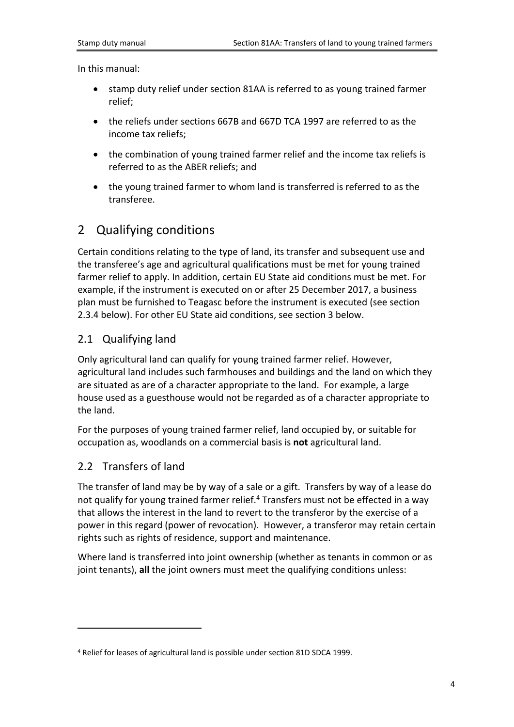In this manual:

- stamp duty relief under section 81AA is referred to as young trained farmer relief;
- the reliefs under sections 667B and 667D TCA 1997 are referred to as the income tax reliefs;
- the combination of young trained farmer relief and the income tax reliefs is referred to as the ABER reliefs; and
- the young trained farmer to whom land is transferred is referred to as the transferee.

# 2 Qualifying conditions

Certain conditions relating to the type of land, its transfer and subsequent use and the transferee's age and agricultural qualifications must be met for young trained farmer relief to apply. In addition, certain EU State aid conditions must be met. For example, if the instrument is executed on or after 25 December 2017, a business plan must be furnished to Teagasc before the instrument is executed (see section 2.3.4 below). For other EU State aid conditions, see section 3 below.

## 2.1 Qualifying land

Only agricultural land can qualify for young trained farmer relief. However, agricultural land includes such farmhouses and buildings and the land on which they are situated as are of a character appropriate to the land. For example, a large house used as a guesthouse would not be regarded as of a character appropriate to the land.

For the purposes of young trained farmer relief, land occupied by, or suitable for occupation as, woodlands on a commercial basis is **not** agricultural land.

## 2.2 Transfers of land

The transfer of land may be by way of a sale or a gift. Transfers by way of a lease do not qualify for young trained farmer relief.[4] Transfers must not be effected in a way that allows the interest in the land to revert to the transferor by the exercise of a power in this regard (power of revocation). However, a transferor may retain certain rights such as rights of residence, support and maintenance.

Where land is transferred into joint ownership (whether as tenants in common or as joint tenants), **all** the joint owners must meet the qualifying conditions unless:

[4] Relief for leases of agricultural land is possible under section 81D SDCA 1999.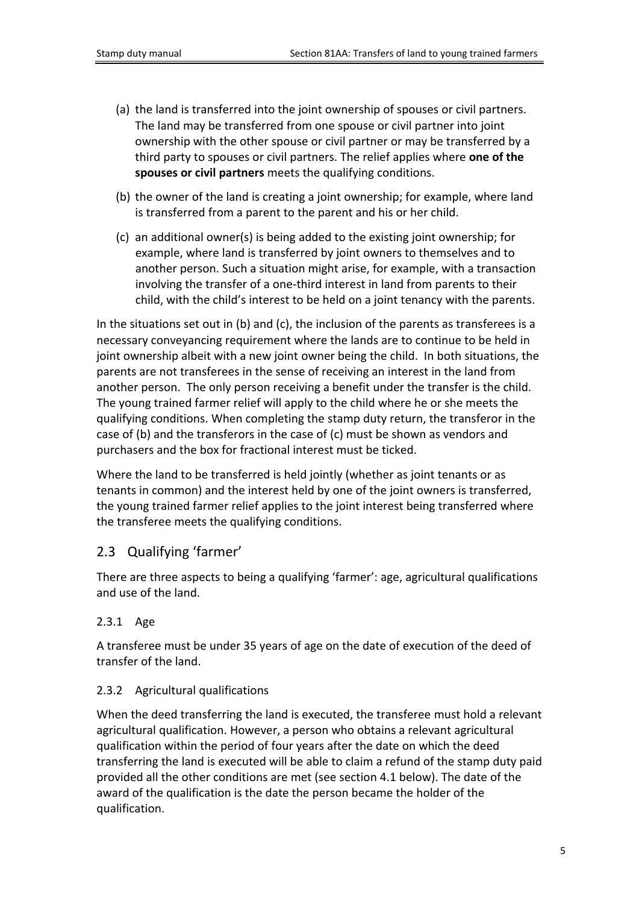(a) the land is transferred into the joint ownership of spouses or civil partners. The land may be transferred from one spouse or civil partner into joint ownership with the other spouse or civil partner or may be transferred by a third party to spouses or civil partners. The relief applies where **one of the spouses or civil partners** meets the qualifying conditions.

(b) the owner of the land is creating a joint ownership; for example, where land is transferred from a parent to the parent and his or her child.

(c) an additional owner(s) is being added to the existing joint ownership; for example, where land is transferred by joint owners to themselves and to another person. Such a situation might arise, for example, with a transaction involving the transfer of a one-third interest in land from parents to their child, with the child's interest to be held on a joint tenancy with the parents.

In the situations set out in (b) and (c), the inclusion of the parents as transferees is a necessary conveyancing requirement where the lands are to continue to be held in joint ownership albeit with a new joint owner being the child. In both situations, the parents are not transferees in the sense of receiving an interest in the land from another person. The only person receiving a benefit under the transfer is the child. The young trained farmer relief will apply to the child where he or she meets the qualifying conditions. When completing the stamp duty return, the transferor in the case of (b) and the transferors in the case of (c) must be shown as vendors and purchasers and the box for fractional interest must be ticked.

Where the land to be transferred is held jointly (whether as joint tenants or as tenants in common) and the interest held by one of the joint owners is transferred, the young trained farmer relief applies to the joint interest being transferred where the transferee meets the qualifying conditions.

## 2.3 Qualifying 'farmer'

There are three aspects to being a qualifying 'farmer': age, agricultural qualifications and use of the land.

### 2.3.1 Age

A transferee must be under 35 years of age on the date of execution of the deed of transfer of the land.

### 2.3.2 Agricultural qualifications

When the deed transferring the land is executed, the transferee must hold a relevant agricultural qualification. However, a person who obtains a relevant agricultural qualification within the period of four years after the date on which the deed transferring the land is executed will be able to claim a refund of the stamp duty paid provided all the other conditions are met (see section 4.1 below). The date of the award of the qualification is the date the person became the holder of the qualification.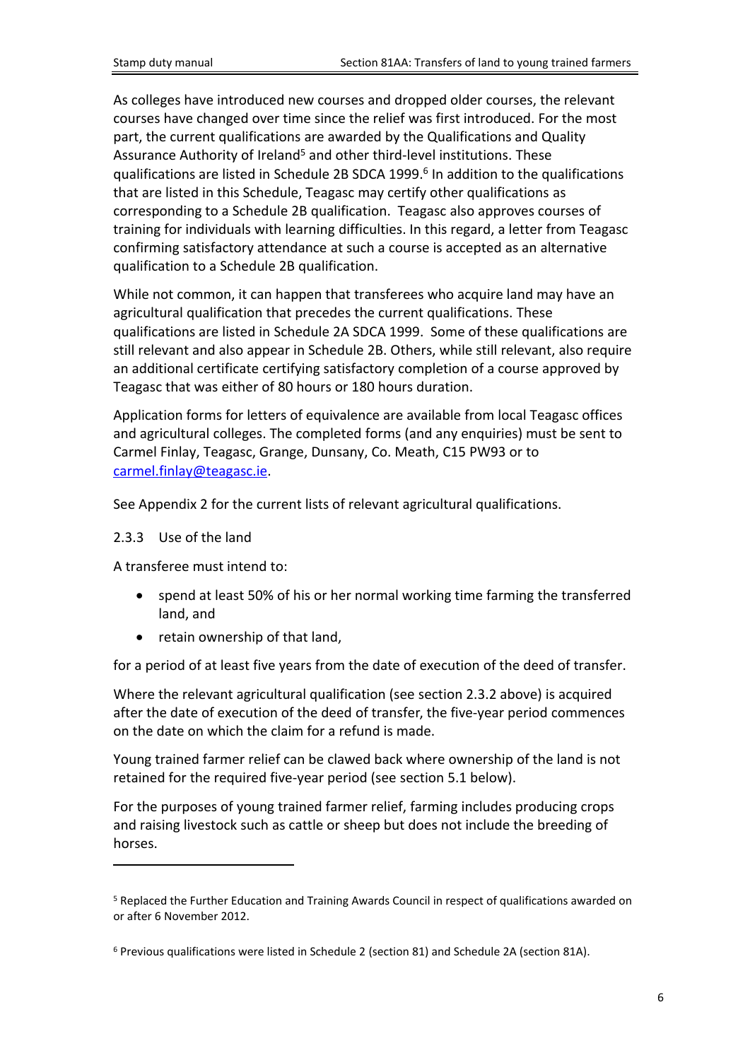As colleges have introduced new courses and dropped older courses, the relevant courses have changed over time since the relief was first introduced. For the most part, the current qualifications are awarded by the Qualifications and Quality Assurance Authority of Ireland[5] and other third-level institutions. These qualifications are listed in Schedule 2B SDCA 1999.[6] In addition to the qualifications that are listed in this Schedule, Teagasc may certify other qualifications as corresponding to a Schedule 2B qualification. Teagasc also approves courses of training for individuals with learning difficulties. In this regard, a letter from Teagasc confirming satisfactory attendance at such a course is accepted as an alternative qualification to a Schedule 2B qualification.

While not common, it can happen that transferees who acquire land may have an agricultural qualification that precedes the current qualifications. These qualifications are listed in Schedule 2A SDCA 1999. Some of these qualifications are still relevant and also appear in Schedule 2B. Others, while still relevant, also require an additional certificate certifying satisfactory completion of a course approved by Teagasc that was either of 80 hours or 180 hours duration.

Application forms for letters of equivalence are available from local Teagasc offices and agricultural colleges. The completed forms (and any enquiries) must be sent to Carmel Finlay, Teagasc, Grange, Dunsany, Co. Meath, C15 PW93 or to carmel.finlay@teagasc.ie.

See Appendix 2 for the current lists of relevant agricultural qualifications.

### 2.3.3 Use of the land

A transferee must intend to:

- spend at least 50% of his or her normal working time farming the transferred land, and
- retain ownership of that land,

for a period of at least five years from the date of execution of the deed of transfer.

Where the relevant agricultural qualification (see section 2.3.2 above) is acquired after the date of execution of the deed of transfer, the five-year period commences on the date on which the claim for a refund is made.

Young trained farmer relief can be clawed back where ownership of the land is not retained for the required five-year period (see section 5.1 below).

For the purposes of young trained farmer relief, farming includes producing crops and raising livestock such as cattle or sheep but does not include the breeding of horses.

---

[5] Replaced the Further Education and Training Awards Council in respect of qualifications awarded on or after 6 November 2012.

[6] Previous qualifications were listed in Schedule 2 (section 81) and Schedule 2A (section 81A).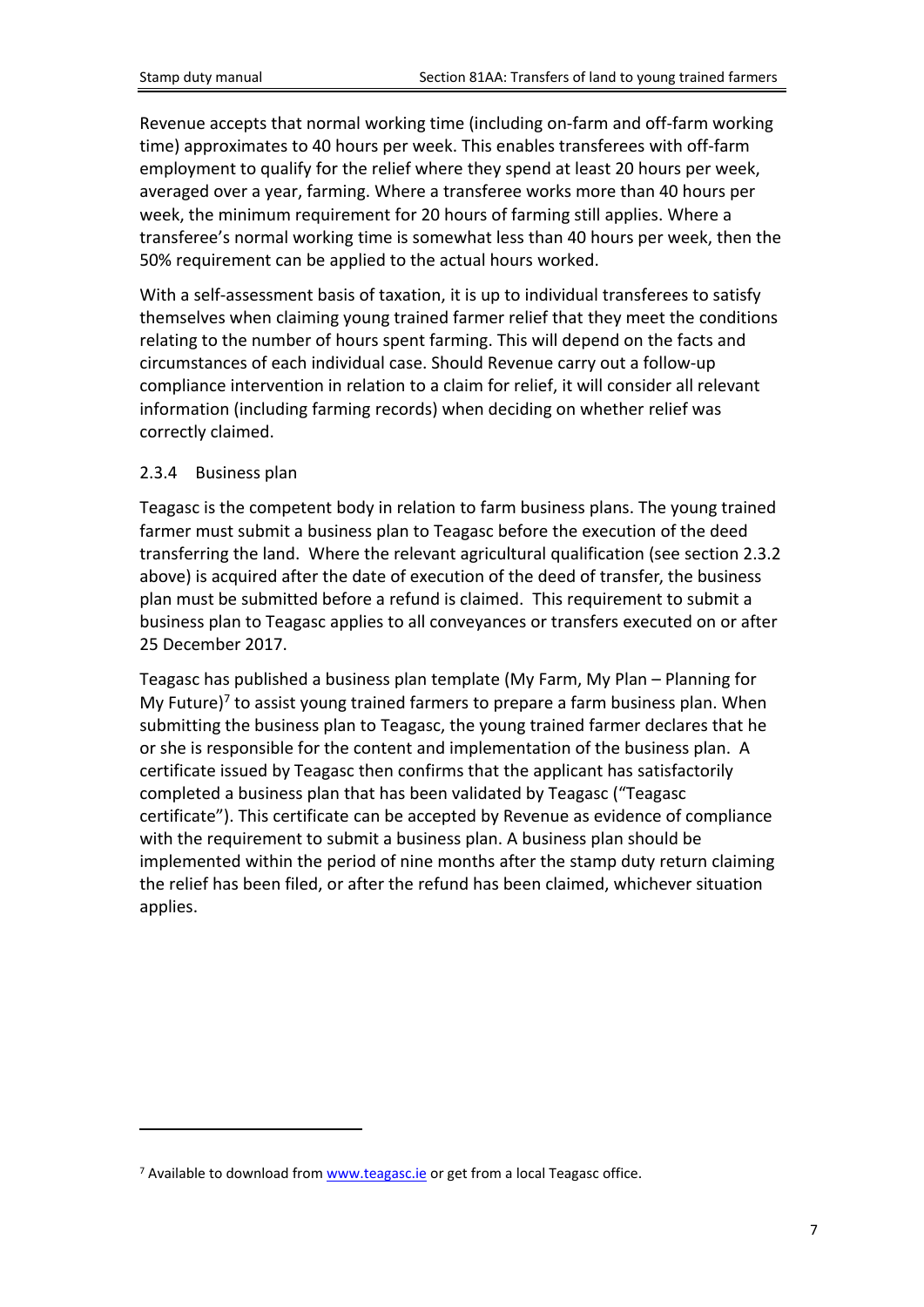Revenue accepts that normal working time (including on-farm and off-farm working time) approximates to 40 hours per week. This enables transferees with off-farm employment to qualify for the relief where they spend at least 20 hours per week, averaged over a year, farming. Where a transferee works more than 40 hours per week, the minimum requirement for 20 hours of farming still applies. Where a transferee's normal working time is somewhat less than 40 hours per week, then the 50% requirement can be applied to the actual hours worked.

With a self-assessment basis of taxation, it is up to individual transferees to satisfy themselves when claiming young trained farmer relief that they meet the conditions relating to the number of hours spent farming. This will depend on the facts and circumstances of each individual case. Should Revenue carry out a follow-up compliance intervention in relation to a claim for relief, it will consider all relevant information (including farming records) when deciding on whether relief was correctly claimed.

### 2.3.4 Business plan

Teagasc is the competent body in relation to farm business plans. The young trained farmer must submit a business plan to Teagasc before the execution of the deed transferring the land. Where the relevant agricultural qualification (see section 2.3.2 above) is acquired after the date of execution of the deed of transfer, the business plan must be submitted before a refund is claimed. This requirement to submit a business plan to Teagasc applies to all conveyances or transfers executed on or after 25 December 2017.

Teagasc has published a business plan template (My Farm, My Plan – Planning for My Future)[7] to assist young trained farmers to prepare a farm business plan. When submitting the business plan to Teagasc, the young trained farmer declares that he or she is responsible for the content and implementation of the business plan. A certificate issued by Teagasc then confirms that the applicant has satisfactorily completed a business plan that has been validated by Teagasc ("Teagasc certificate"). This certificate can be accepted by Revenue as evidence of compliance with the requirement to submit a business plan. A business plan should be implemented within the period of nine months after the stamp duty return claiming the relief has been filed, or after the refund has been claimed, whichever situation applies.

---

[7] Available to download from [www.teagasc.ie](http://www.teagasc.ie) or get from a local Teagasc office.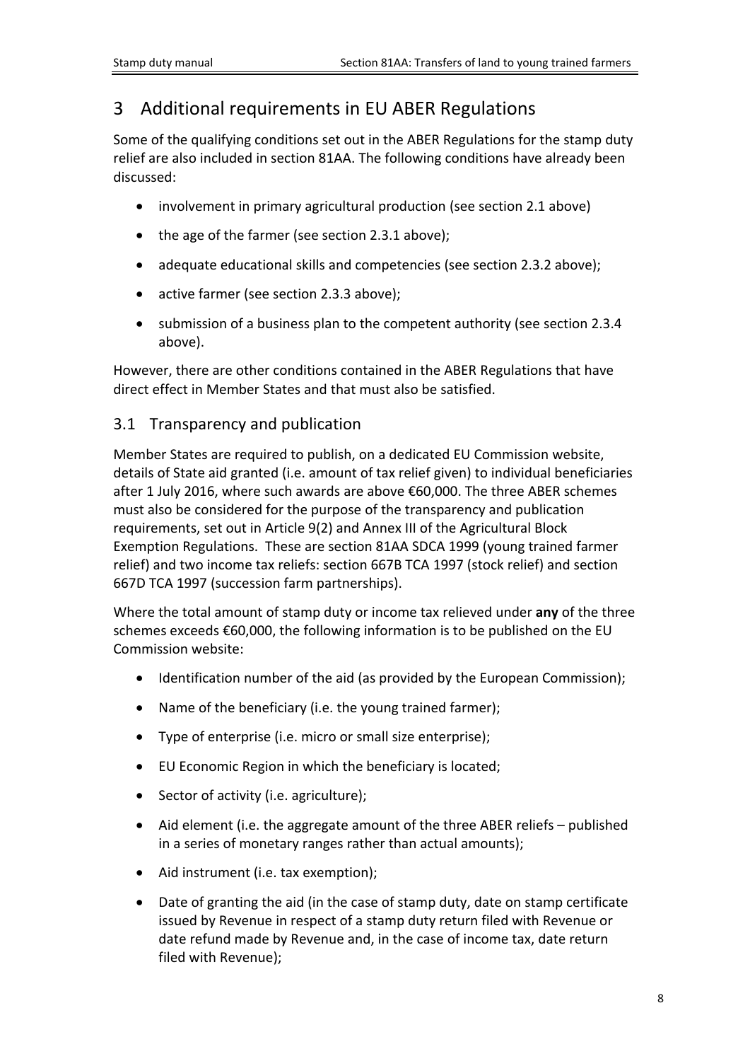# 3 Additional requirements in EU ABER Regulations

Some of the qualifying conditions set out in the ABER Regulations for the stamp duty relief are also included in section 81AA. The following conditions have already been discussed:

- involvement in primary agricultural production (see section 2.1 above)
- the age of the farmer (see section 2.3.1 above);
- adequate educational skills and competencies (see section 2.3.2 above);
- active farmer (see section 2.3.3 above);
- submission of a business plan to the competent authority (see section 2.3.4 above).

However, there are other conditions contained in the ABER Regulations that have direct effect in Member States and that must also be satisfied.

## 3.1 Transparency and publication

Member States are required to publish, on a dedicated EU Commission website, details of State aid granted (i.e. amount of tax relief given) to individual beneficiaries after 1 July 2016, where such awards are above €60,000. The three ABER schemes must also be considered for the purpose of the transparency and publication requirements, set out in Article 9(2) and Annex III of the Agricultural Block Exemption Regulations. These are section 81AA SDCA 1999 (young trained farmer relief) and two income tax reliefs: section 667B TCA 1997 (stock relief) and section 667D TCA 1997 (succession farm partnerships).

Where the total amount of stamp duty or income tax relieved under **any** of the three schemes exceeds €60,000, the following information is to be published on the EU Commission website:

- Identification number of the aid (as provided by the European Commission);
- Name of the beneficiary (i.e. the young trained farmer);
- Type of enterprise (i.e. micro or small size enterprise);
- EU Economic Region in which the beneficiary is located;
- Sector of activity (i.e. agriculture);
- Aid element (i.e. the aggregate amount of the three ABER reliefs – published in a series of monetary ranges rather than actual amounts);
- Aid instrument (i.e. tax exemption);
- Date of granting the aid (in the case of stamp duty, date on stamp certificate issued by Revenue in respect of a stamp duty return filed with Revenue or date refund made by Revenue and, in the case of income tax, date return filed with Revenue);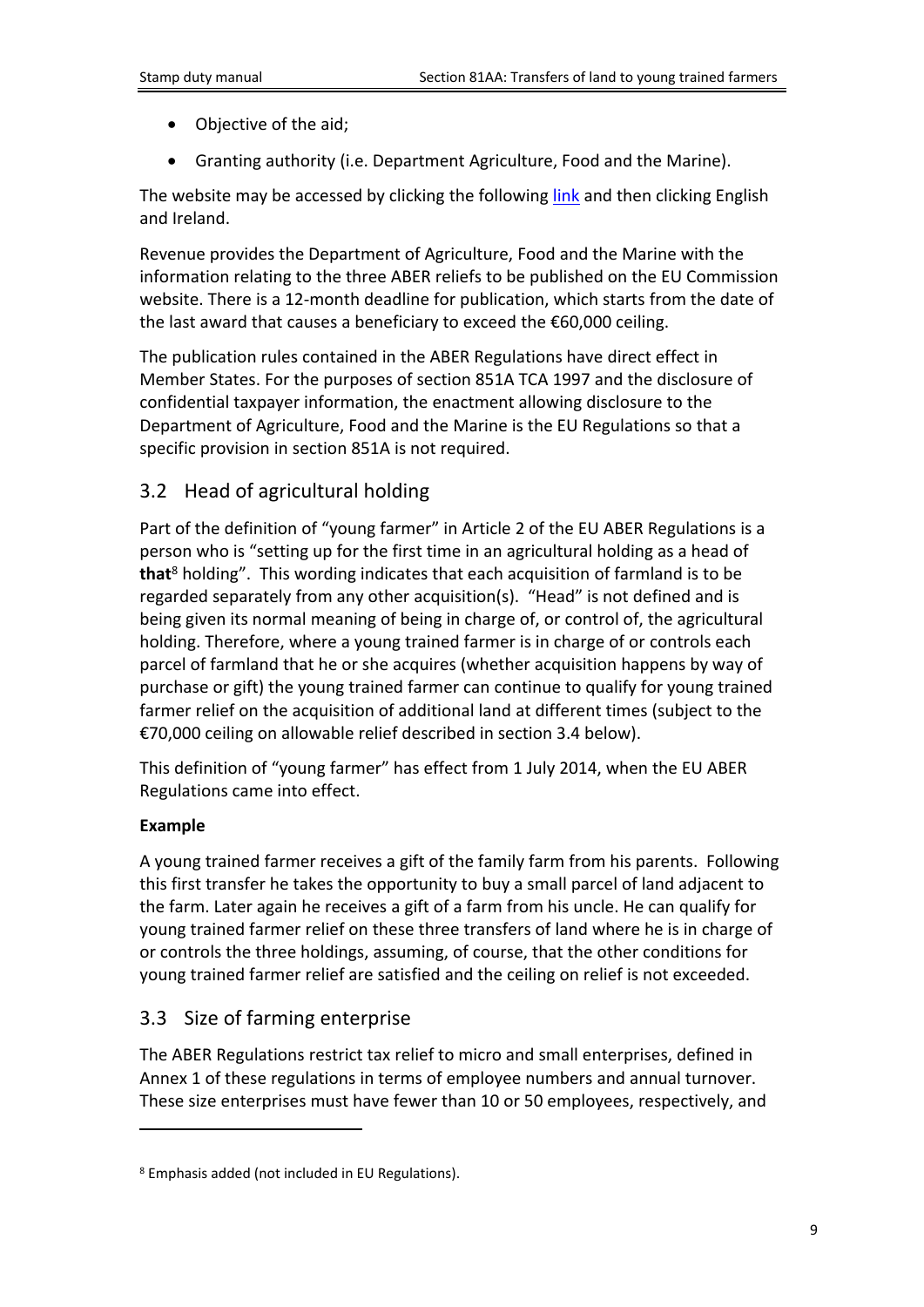- Objective of the aid;
- Granting authority (i.e. Department Agriculture, Food and the Marine).

The website may be accessed by clicking the following link and then clicking English and Ireland.

Revenue provides the Department of Agriculture, Food and the Marine with the information relating to the three ABER reliefs to be published on the EU Commission website. There is a 12-month deadline for publication, which starts from the date of the last award that causes a beneficiary to exceed the €60,000 ceiling.

The publication rules contained in the ABER Regulations have direct effect in Member States. For the purposes of section 851A TCA 1997 and the disclosure of confidential taxpayer information, the enactment allowing disclosure to the Department of Agriculture, Food and the Marine is the EU Regulations so that a specific provision in section 851A is not required.

## 3.2 Head of agricultural holding

Part of the definition of "young farmer" in Article 2 of the EU ABER Regulations is a person who is "setting up for the first time in an agricultural holding as a head of **that**[8] holding". This wording indicates that each acquisition of farmland is to be regarded separately from any other acquisition(s). "Head" is not defined and is being given its normal meaning of being in charge of, or control of, the agricultural holding. Therefore, where a young trained farmer is in charge of or controls each parcel of farmland that he or she acquires (whether acquisition happens by way of purchase or gift) the young trained farmer can continue to qualify for young trained farmer relief on the acquisition of additional land at different times (subject to the €70,000 ceiling on allowable relief described in section 3.4 below).

This definition of "young farmer" has effect from 1 July 2014, when the EU ABER Regulations came into effect.

**Example**

A young trained farmer receives a gift of the family farm from his parents. Following this first transfer he takes the opportunity to buy a small parcel of land adjacent to the farm. Later again he receives a gift of a farm from his uncle. He can qualify for young trained farmer relief on these three transfers of land where he is in charge of or controls the three holdings, assuming, of course, that the other conditions for young trained farmer relief are satisfied and the ceiling on relief is not exceeded.

## 3.3 Size of farming enterprise

The ABER Regulations restrict tax relief to micro and small enterprises, defined in Annex 1 of these regulations in terms of employee numbers and annual turnover. These size enterprises must have fewer than 10 or 50 employees, respectively, and

[8] Emphasis added (not included in EU Regulations).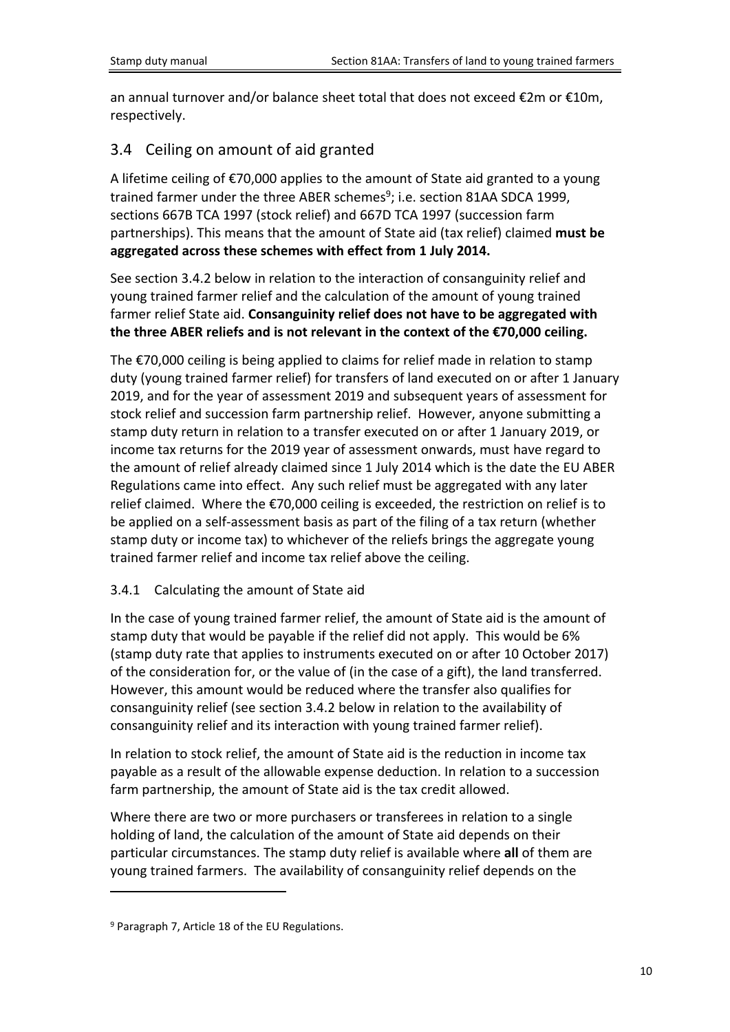an annual turnover and/or balance sheet total that does not exceed €2m or €10m, respectively.

## 3.4 Ceiling on amount of aid granted

A lifetime ceiling of €70,000 applies to the amount of State aid granted to a young trained farmer under the three ABER schemes[9]; i.e. section 81AA SDCA 1999, sections 667B TCA 1997 (stock relief) and 667D TCA 1997 (succession farm partnerships). This means that the amount of State aid (tax relief) claimed **must be aggregated across these schemes with effect from 1 July 2014.**

See section 3.4.2 below in relation to the interaction of consanguinity relief and young trained farmer relief and the calculation of the amount of young trained farmer relief State aid. **Consanguinity relief does not have to be aggregated with the three ABER reliefs and is not relevant in the context of the €70,000 ceiling.**

The €70,000 ceiling is being applied to claims for relief made in relation to stamp duty (young trained farmer relief) for transfers of land executed on or after 1 January 2019, and for the year of assessment 2019 and subsequent years of assessment for stock relief and succession farm partnership relief. However, anyone submitting a stamp duty return in relation to a transfer executed on or after 1 January 2019, or income tax returns for the 2019 year of assessment onwards, must have regard to the amount of relief already claimed since 1 July 2014 which is the date the EU ABER Regulations came into effect. Any such relief must be aggregated with any later relief claimed. Where the €70,000 ceiling is exceeded, the restriction on relief is to be applied on a self-assessment basis as part of the filing of a tax return (whether stamp duty or income tax) to whichever of the reliefs brings the aggregate young trained farmer relief and income tax relief above the ceiling.

### 3.4.1 Calculating the amount of State aid

In the case of young trained farmer relief, the amount of State aid is the amount of stamp duty that would be payable if the relief did not apply. This would be 6% (stamp duty rate that applies to instruments executed on or after 10 October 2017) of the consideration for, or the value of (in the case of a gift), the land transferred. However, this amount would be reduced where the transfer also qualifies for consanguinity relief (see section 3.4.2 below in relation to the availability of consanguinity relief and its interaction with young trained farmer relief).

In relation to stock relief, the amount of State aid is the reduction in income tax payable as a result of the allowable expense deduction. In relation to a succession farm partnership, the amount of State aid is the tax credit allowed.

Where there are two or more purchasers or transferees in relation to a single holding of land, the calculation of the amount of State aid depends on their particular circumstances. The stamp duty relief is available where **all** of them are young trained farmers. The availability of consanguinity relief depends on the

[9] Paragraph 7, Article 18 of the EU Regulations.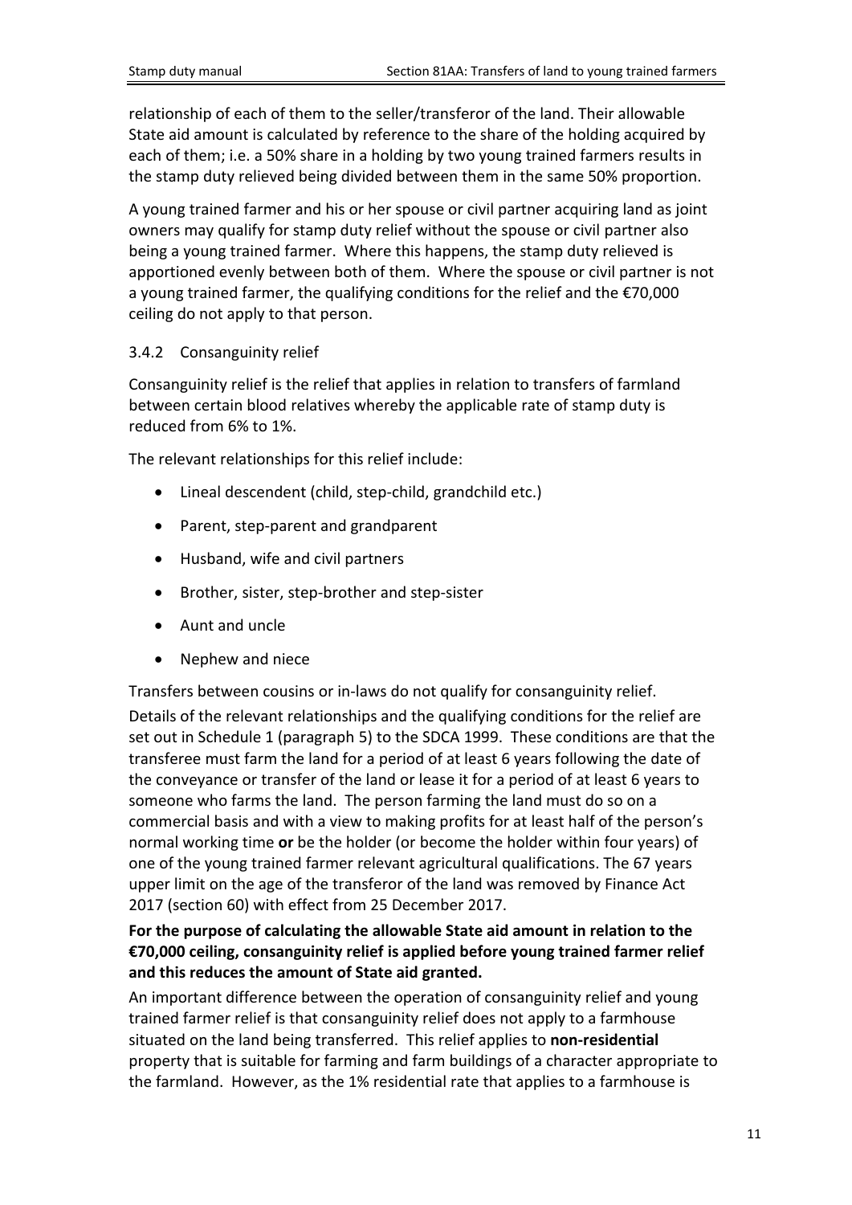relationship of each of them to the seller/transferor of the land. Their allowable State aid amount is calculated by reference to the share of the holding acquired by each of them; i.e. a 50% share in a holding by two young trained farmers results in the stamp duty relieved being divided between them in the same 50% proportion.

A young trained farmer and his or her spouse or civil partner acquiring land as joint owners may qualify for stamp duty relief without the spouse or civil partner also being a young trained farmer. Where this happens, the stamp duty relieved is apportioned evenly between both of them. Where the spouse or civil partner is not a young trained farmer, the qualifying conditions for the relief and the €70,000 ceiling do not apply to that person.

### 3.4.2 Consanguinity relief

Consanguinity relief is the relief that applies in relation to transfers of farmland between certain blood relatives whereby the applicable rate of stamp duty is reduced from 6% to 1%.

The relevant relationships for this relief include:

- Lineal descendent (child, step-child, grandchild etc.)
- Parent, step-parent and grandparent
- Husband, wife and civil partners
- Brother, sister, step-brother and step-sister
- Aunt and uncle
- Nephew and niece

Transfers between cousins or in-laws do not qualify for consanguinity relief.

Details of the relevant relationships and the qualifying conditions for the relief are set out in Schedule 1 (paragraph 5) to the SDCA 1999. These conditions are that the transferee must farm the land for a period of at least 6 years following the date of the conveyance or transfer of the land or lease it for a period of at least 6 years to someone who farms the land. The person farming the land must do so on a commercial basis and with a view to making profits for at least half of the person's normal working time **or** be the holder (or become the holder within four years) of one of the young trained farmer relevant agricultural qualifications. The 67 years upper limit on the age of the transferor of the land was removed by Finance Act 2017 (section 60) with effect from 25 December 2017.

**For the purpose of calculating the allowable State aid amount in relation to the €70,000 ceiling, consanguinity relief is applied before young trained farmer relief and this reduces the amount of State aid granted.**

An important difference between the operation of consanguinity relief and young trained farmer relief is that consanguinity relief does not apply to a farmhouse situated on the land being transferred. This relief applies to **non-residential** property that is suitable for farming and farm buildings of a character appropriate to the farmland. However, as the 1% residential rate that applies to a farmhouse is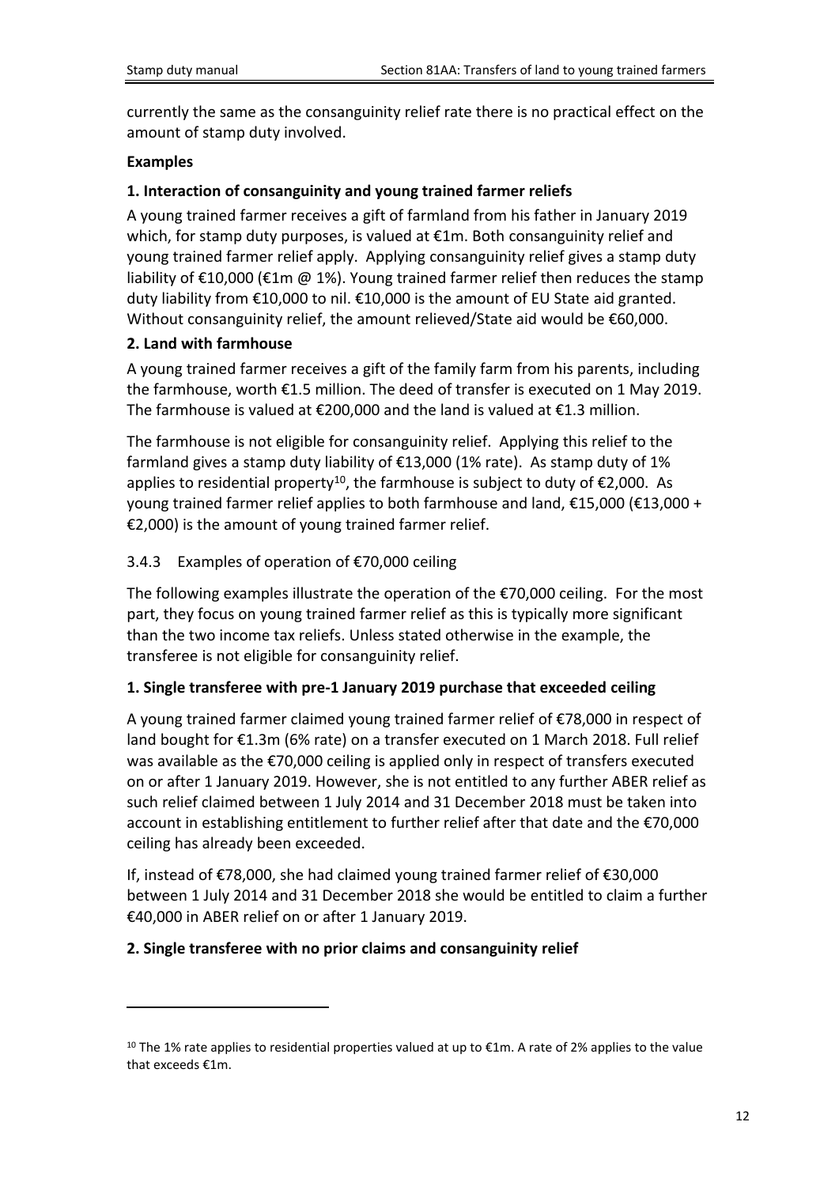currently the same as the consanguinity relief rate there is no practical effect on the amount of stamp duty involved.

**Examples**

**1. Interaction of consanguinity and young trained farmer reliefs**

A young trained farmer receives a gift of farmland from his father in January 2019 which, for stamp duty purposes, is valued at €1m. Both consanguinity relief and young trained farmer relief apply. Applying consanguinity relief gives a stamp duty liability of €10,000 (€1m @ 1%). Young trained farmer relief then reduces the stamp duty liability from €10,000 to nil. €10,000 is the amount of EU State aid granted. Without consanguinity relief, the amount relieved/State aid would be €60,000.

**2. Land with farmhouse**

A young trained farmer receives a gift of the family farm from his parents, including the farmhouse, worth €1.5 million. The deed of transfer is executed on 1 May 2019. The farmhouse is valued at €200,000 and the land is valued at €1.3 million.

The farmhouse is not eligible for consanguinity relief. Applying this relief to the farmland gives a stamp duty liability of €13,000 (1% rate). As stamp duty of 1% applies to residential property[10], the farmhouse is subject to duty of €2,000. As young trained farmer relief applies to both farmhouse and land, €15,000 (€13,000 + €2,000) is the amount of young trained farmer relief.

### 3.4.3 Examples of operation of €70,000 ceiling

The following examples illustrate the operation of the €70,000 ceiling. For the most part, they focus on young trained farmer relief as this is typically more significant than the two income tax reliefs. Unless stated otherwise in the example, the transferee is not eligible for consanguinity relief.

**1. Single transferee with pre-1 January 2019 purchase that exceeded ceiling**

A young trained farmer claimed young trained farmer relief of €78,000 in respect of land bought for €1.3m (6% rate) on a transfer executed on 1 March 2018. Full relief was available as the €70,000 ceiling is applied only in respect of transfers executed on or after 1 January 2019. However, she is not entitled to any further ABER relief as such relief claimed between 1 July 2014 and 31 December 2018 must be taken into account in establishing entitlement to further relief after that date and the €70,000 ceiling has already been exceeded.

If, instead of €78,000, she had claimed young trained farmer relief of €30,000 between 1 July 2014 and 31 December 2018 she would be entitled to claim a further €40,000 in ABER relief on or after 1 January 2019.

**2. Single transferee with no prior claims and consanguinity relief**

---

[10] The 1% rate applies to residential properties valued at up to €1m. A rate of 2% applies to the value that exceeds €1m.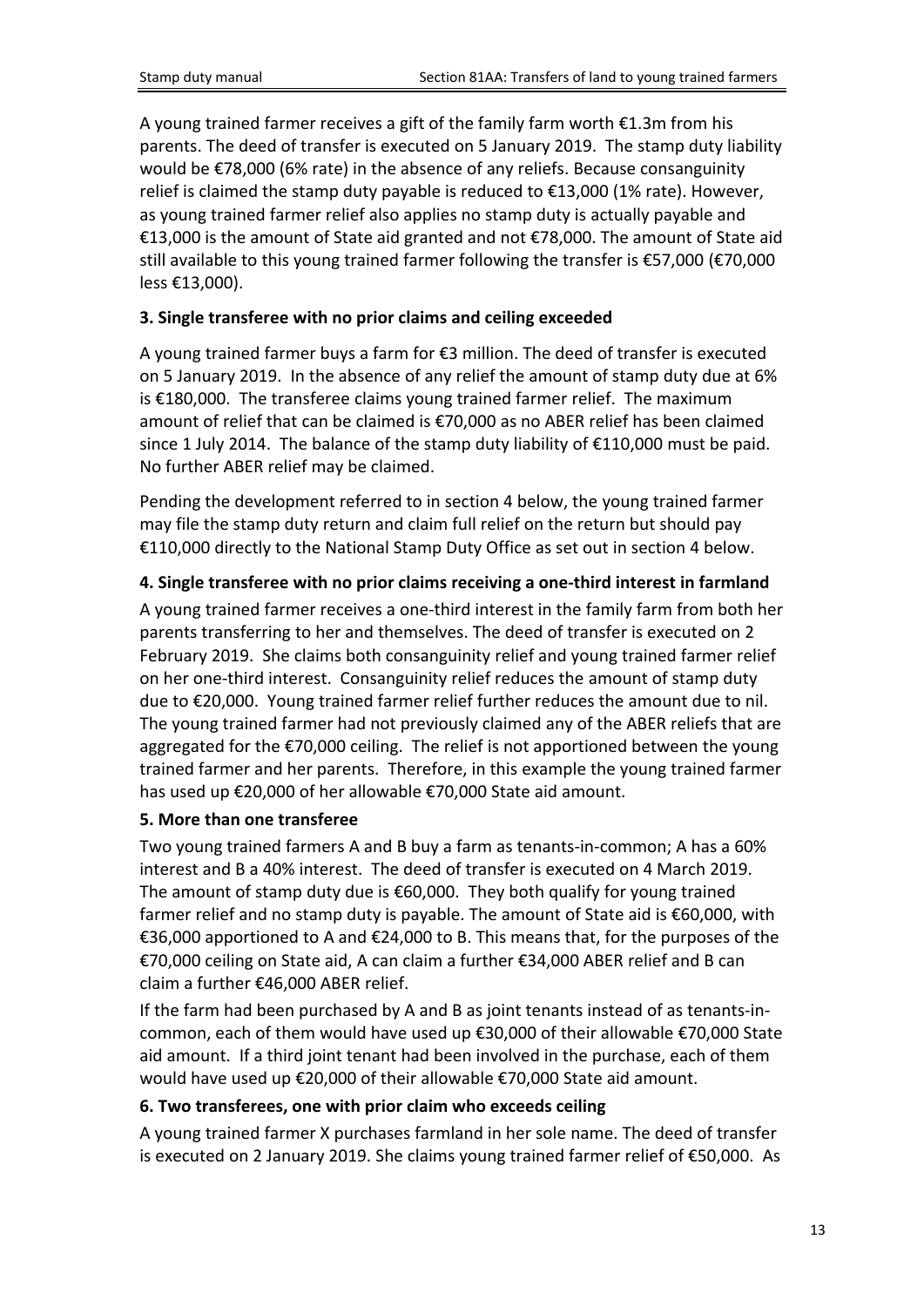A young trained farmer receives a gift of the family farm worth €1.3m from his parents. The deed of transfer is executed on 5 January 2019. The stamp duty liability would be €78,000 (6% rate) in the absence of any reliefs. Because consanguinity relief is claimed the stamp duty payable is reduced to €13,000 (1% rate). However, as young trained farmer relief also applies no stamp duty is actually payable and €13,000 is the amount of State aid granted and not €78,000. The amount of State aid still available to this young trained farmer following the transfer is €57,000 (€70,000 less €13,000).

**3. Single transferee with no prior claims and ceiling exceeded**

A young trained farmer buys a farm for €3 million. The deed of transfer is executed on 5 January 2019. In the absence of any relief the amount of stamp duty due at 6% is €180,000. The transferee claims young trained farmer relief. The maximum amount of relief that can be claimed is €70,000 as no ABER relief has been claimed since 1 July 2014. The balance of the stamp duty liability of €110,000 must be paid. No further ABER relief may be claimed.

Pending the development referred to in section 4 below, the young trained farmer may file the stamp duty return and claim full relief on the return but should pay €110,000 directly to the National Stamp Duty Office as set out in section 4 below.

**4. Single transferee with no prior claims receiving a one-third interest in farmland**

A young trained farmer receives a one-third interest in the family farm from both her parents transferring to her and themselves. The deed of transfer is executed on 2 February 2019. She claims both consanguinity relief and young trained farmer relief on her one-third interest. Consanguinity relief reduces the amount of stamp duty due to €20,000. Young trained farmer relief further reduces the amount due to nil. The young trained farmer had not previously claimed any of the ABER reliefs that are aggregated for the €70,000 ceiling. The relief is not apportioned between the young trained farmer and her parents. Therefore, in this example the young trained farmer has used up €20,000 of her allowable €70,000 State aid amount.

**5. More than one transferee**

Two young trained farmers A and B buy a farm as tenants-in-common; A has a 60% interest and B a 40% interest. The deed of transfer is executed on 4 March 2019. The amount of stamp duty due is €60,000. They both qualify for young trained farmer relief and no stamp duty is payable. The amount of State aid is €60,000, with €36,000 apportioned to A and €24,000 to B. This means that, for the purposes of the €70,000 ceiling on State aid, A can claim a further €34,000 ABER relief and B can claim a further €46,000 ABER relief.

If the farm had been purchased by A and B as joint tenants instead of as tenants-in-common, each of them would have used up €30,000 of their allowable €70,000 State aid amount. If a third joint tenant had been involved in the purchase, each of them would have used up €20,000 of their allowable €70,000 State aid amount.

**6. Two transferees, one with prior claim who exceeds ceiling**

A young trained farmer X purchases farmland in her sole name. The deed of transfer is executed on 2 January 2019. She claims young trained farmer relief of €50,000. As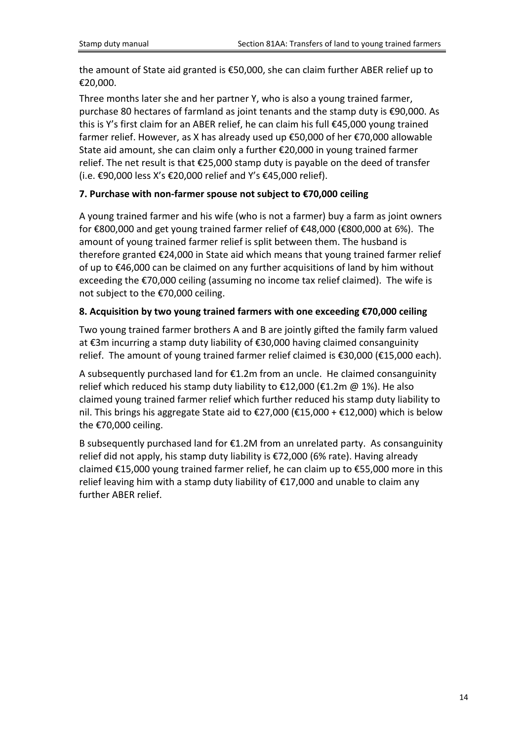the amount of State aid granted is €50,000, she can claim further ABER relief up to €20,000.

Three months later she and her partner Y, who is also a young trained farmer, purchase 80 hectares of farmland as joint tenants and the stamp duty is €90,000. As this is Y's first claim for an ABER relief, he can claim his full €45,000 young trained farmer relief. However, as X has already used up €50,000 of her €70,000 allowable State aid amount, she can claim only a further €20,000 in young trained farmer relief. The net result is that €25,000 stamp duty is payable on the deed of transfer (i.e. €90,000 less X's €20,000 relief and Y's €45,000 relief).

**7. Purchase with non-farmer spouse not subject to €70,000 ceiling**

A young trained farmer and his wife (who is not a farmer) buy a farm as joint owners for €800,000 and get young trained farmer relief of €48,000 (€800,000 at 6%). The amount of young trained farmer relief is split between them. The husband is therefore granted €24,000 in State aid which means that young trained farmer relief of up to €46,000 can be claimed on any further acquisitions of land by him without exceeding the €70,000 ceiling (assuming no income tax relief claimed). The wife is not subject to the €70,000 ceiling.

**8. Acquisition by two young trained farmers with one exceeding €70,000 ceiling**

Two young trained farmer brothers A and B are jointly gifted the family farm valued at €3m incurring a stamp duty liability of €30,000 having claimed consanguinity relief. The amount of young trained farmer relief claimed is €30,000 (€15,000 each).

A subsequently purchased land for €1.2m from an uncle. He claimed consanguinity relief which reduced his stamp duty liability to €12,000 (€1.2m @ 1%). He also claimed young trained farmer relief which further reduced his stamp duty liability to nil. This brings his aggregate State aid to €27,000 (€15,000 + €12,000) which is below the €70,000 ceiling.

B subsequently purchased land for €1.2M from an unrelated party. As consanguinity relief did not apply, his stamp duty liability is €72,000 (6% rate). Having already claimed €15,000 young trained farmer relief, he can claim up to €55,000 more in this relief leaving him with a stamp duty liability of €17,000 and unable to claim any further ABER relief.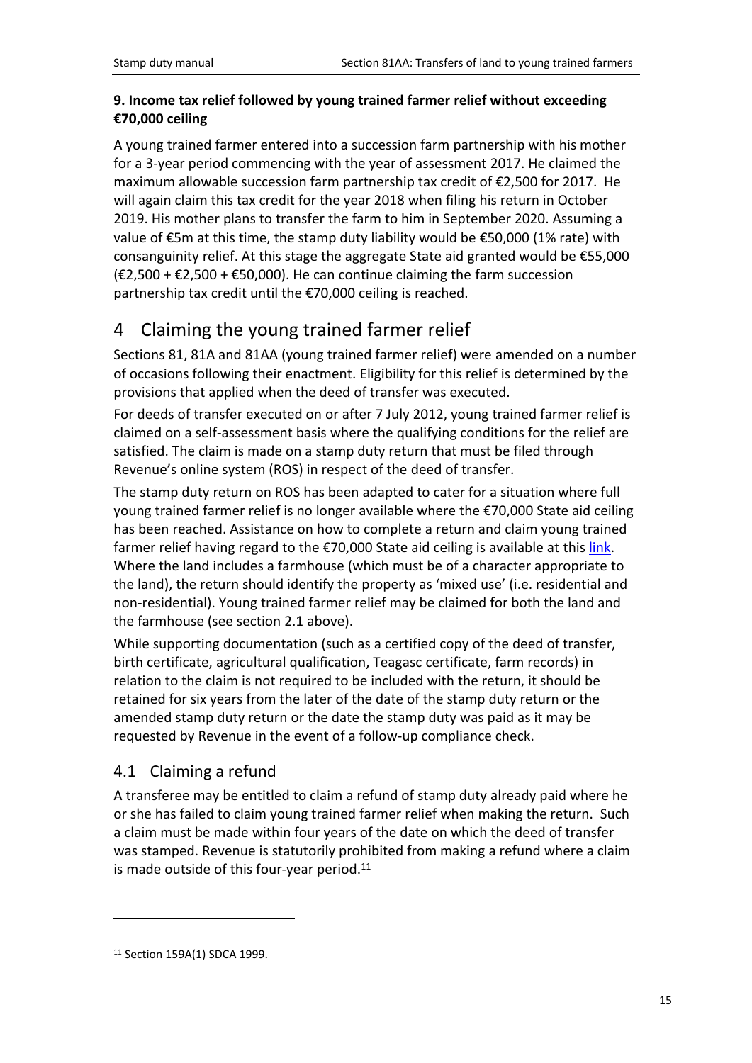**9. Income tax relief followed by young trained farmer relief without exceeding €70,000 ceiling**

A young trained farmer entered into a succession farm partnership with his mother for a 3-year period commencing with the year of assessment 2017. He claimed the maximum allowable succession farm partnership tax credit of €2,500 for 2017. He will again claim this tax credit for the year 2018 when filing his return in October 2019. His mother plans to transfer the farm to him in September 2020. Assuming a value of €5m at this time, the stamp duty liability would be €50,000 (1% rate) with consanguinity relief. At this stage the aggregate State aid granted would be €55,000 (€2,500 + €2,500 + €50,000). He can continue claiming the farm succession partnership tax credit until the €70,000 ceiling is reached.

# 4 Claiming the young trained farmer relief

Sections 81, 81A and 81AA (young trained farmer relief) were amended on a number of occasions following their enactment. Eligibility for this relief is determined by the provisions that applied when the deed of transfer was executed.

For deeds of transfer executed on or after 7 July 2012, young trained farmer relief is claimed on a self-assessment basis where the qualifying conditions for the relief are satisfied. The claim is made on a stamp duty return that must be filed through Revenue's online system (ROS) in respect of the deed of transfer.

The stamp duty return on ROS has been adapted to cater for a situation where full young trained farmer relief is no longer available where the €70,000 State aid ceiling has been reached. Assistance on how to complete a return and claim young trained farmer relief having regard to the €70,000 State aid ceiling is available at this link. Where the land includes a farmhouse (which must be of a character appropriate to the land), the return should identify the property as 'mixed use' (i.e. residential and non-residential). Young trained farmer relief may be claimed for both the land and the farmhouse (see section 2.1 above).

While supporting documentation (such as a certified copy of the deed of transfer, birth certificate, agricultural qualification, Teagasc certificate, farm records) in relation to the claim is not required to be included with the return, it should be retained for six years from the later of the date of the stamp duty return or the amended stamp duty return or the date the stamp duty was paid as it may be requested by Revenue in the event of a follow-up compliance check.

## 4.1 Claiming a refund

A transferee may be entitled to claim a refund of stamp duty already paid where he or she has failed to claim young trained farmer relief when making the return. Such a claim must be made within four years of the date on which the deed of transfer was stamped. Revenue is statutorily prohibited from making a refund where a claim is made outside of this four-year period.[11]

---

[11] Section 159A(1) SDCA 1999.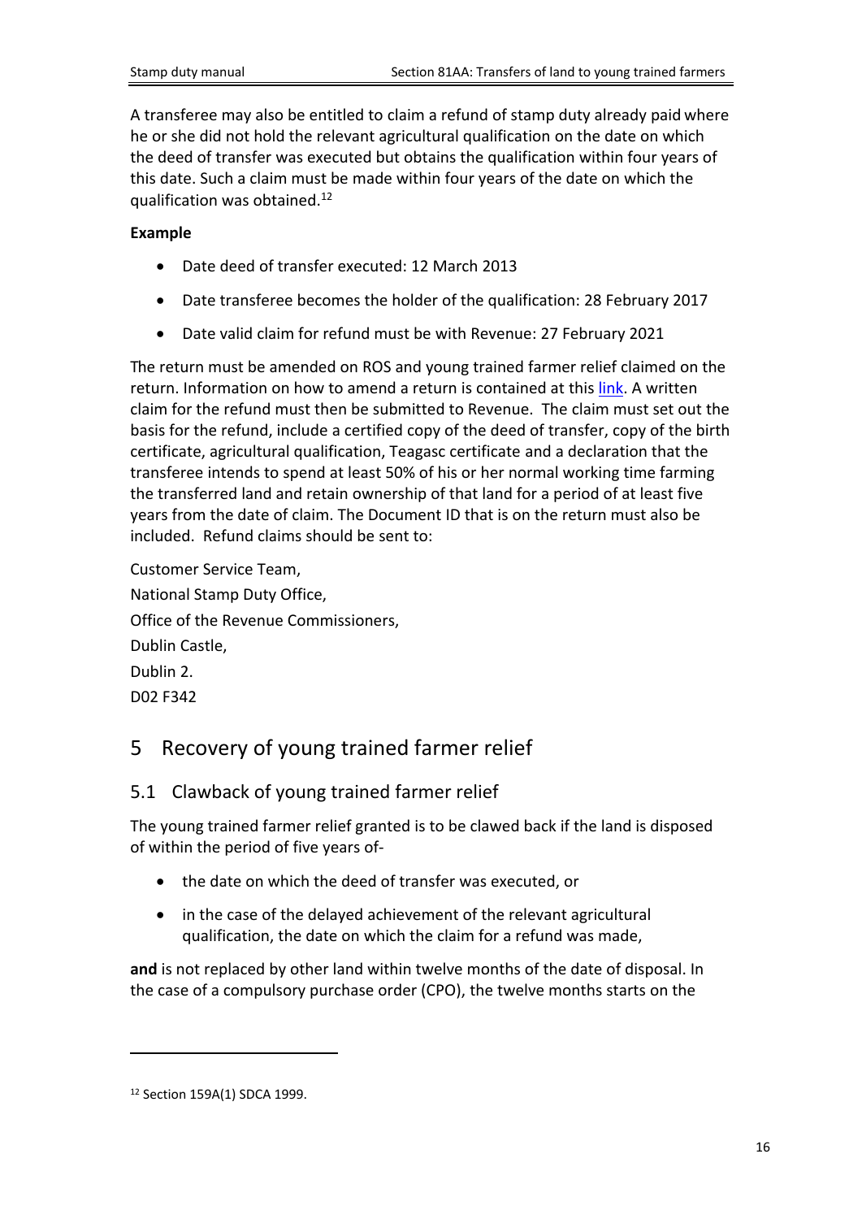A transferee may also be entitled to claim a refund of stamp duty already paid where he or she did not hold the relevant agricultural qualification on the date on which the deed of transfer was executed but obtains the qualification within four years of this date. Such a claim must be made within four years of the date on which the qualification was obtained.[12]

**Example**

- Date deed of transfer executed: 12 March 2013
- Date transferee becomes the holder of the qualification: 28 February 2017
- Date valid claim for refund must be with Revenue: 27 February 2021

The return must be amended on ROS and young trained farmer relief claimed on the return. Information on how to amend a return is contained at this link. A written claim for the refund must then be submitted to Revenue. The claim must set out the basis for the refund, include a certified copy of the deed of transfer, copy of the birth certificate, agricultural qualification, Teagasc certificate and a declaration that the transferee intends to spend at least 50% of his or her normal working time farming the transferred land and retain ownership of that land for a period of at least five years from the date of claim. The Document ID that is on the return must also be included. Refund claims should be sent to:

Customer Service Team,
National Stamp Duty Office,
Office of the Revenue Commissioners,
Dublin Castle,
Dublin 2.
D02 F342

# 5 Recovery of young trained farmer relief

## 5.1 Clawback of young trained farmer relief

The young trained farmer relief granted is to be clawed back if the land is disposed of within the period of five years of-

- the date on which the deed of transfer was executed, or
- in the case of the delayed achievement of the relevant agricultural qualification, the date on which the claim for a refund was made,

**and** is not replaced by other land within twelve months of the date of disposal. In the case of a compulsory purchase order (CPO), the twelve months starts on the

[12] Section 159A(1) SDCA 1999.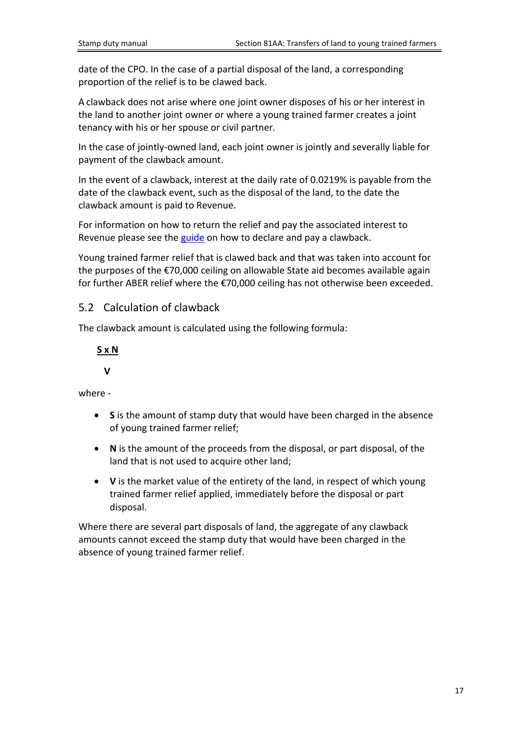date of the CPO. In the case of a partial disposal of the land, a corresponding proportion of the relief is to be clawed back.

A clawback does not arise where one joint owner disposes of his or her interest in the land to another joint owner or where a young trained farmer creates a joint tenancy with his or her spouse or civil partner.

In the case of jointly-owned land, each joint owner is jointly and severally liable for payment of the clawback amount.

In the event of a clawback, interest at the daily rate of 0.0219% is payable from the date of the clawback event, such as the disposal of the land, to the date the clawback amount is paid to Revenue.

For information on how to return the relief and pay the associated interest to Revenue please see the guide on how to declare and pay a clawback.

Young trained farmer relief that is clawed back and that was taken into account for the purposes of the €70,000 ceiling on allowable State aid becomes available again for further ABER relief where the €70,000 ceiling has not otherwise been exceeded.

## 5.2 Calculation of clawback

The clawback amount is calculated using the following formula:

$$\frac{S \times N}{V}$$

where -

- **S** is the amount of stamp duty that would have been charged in the absence of young trained farmer relief;
- **N** is the amount of the proceeds from the disposal, or part disposal, of the land that is not used to acquire other land;
- **V** is the market value of the entirety of the land, in respect of which young trained farmer relief applied, immediately before the disposal or part disposal.

Where there are several part disposals of land, the aggregate of any clawback amounts cannot exceed the stamp duty that would have been charged in the absence of young trained farmer relief.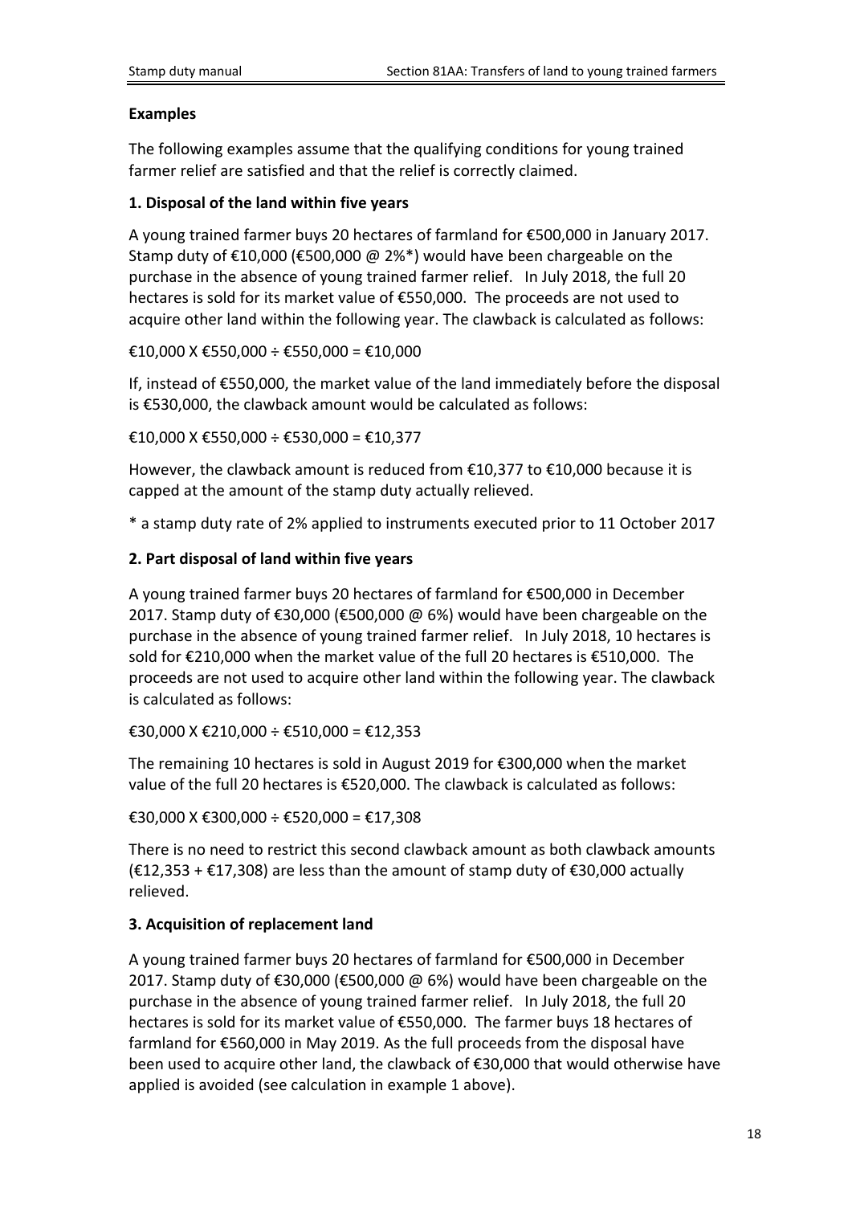## Examples

The following examples assume that the qualifying conditions for young trained farmer relief are satisfied and that the relief is correctly claimed.

### 1. Disposal of the land within five years

A young trained farmer buys 20 hectares of farmland for €500,000 in January 2017. Stamp duty of €10,000 (€500,000 @ 2%*) would have been chargeable on the purchase in the absence of young trained farmer relief. In July 2018, the full 20 hectares is sold for its market value of €550,000. The proceeds are not used to acquire other land within the following year. The clawback is calculated as follows:

€10,000 X €550,000 ÷ €550,000 = €10,000

If, instead of €550,000, the market value of the land immediately before the disposal is €530,000, the clawback amount would be calculated as follows:

€10,000 X €550,000 ÷ €530,000 = €10,377

However, the clawback amount is reduced from €10,377 to €10,000 because it is capped at the amount of the stamp duty actually relieved.

* a stamp duty rate of 2% applied to instruments executed prior to 11 October 2017

### 2. Part disposal of land within five years

A young trained farmer buys 20 hectares of farmland for €500,000 in December 2017. Stamp duty of €30,000 (€500,000 @ 6%) would have been chargeable on the purchase in the absence of young trained farmer relief. In July 2018, 10 hectares is sold for €210,000 when the market value of the full 20 hectares is €510,000. The proceeds are not used to acquire other land within the following year. The clawback is calculated as follows:

€30,000 X €210,000 ÷ €510,000 = €12,353

The remaining 10 hectares is sold in August 2019 for €300,000 when the market value of the full 20 hectares is €520,000. The clawback is calculated as follows:

€30,000 X €300,000 ÷ €520,000 = €17,308

There is no need to restrict this second clawback amount as both clawback amounts (€12,353 + €17,308) are less than the amount of stamp duty of €30,000 actually relieved.

### 3. Acquisition of replacement land

A young trained farmer buys 20 hectares of farmland for €500,000 in December 2017. Stamp duty of €30,000 (€500,000 @ 6%) would have been chargeable on the purchase in the absence of young trained farmer relief. In July 2018, the full 20 hectares is sold for its market value of €550,000. The farmer buys 18 hectares of farmland for €560,000 in May 2019. As the full proceeds from the disposal have been used to acquire other land, the clawback of €30,000 that would otherwise have applied is avoided (see calculation in example 1 above).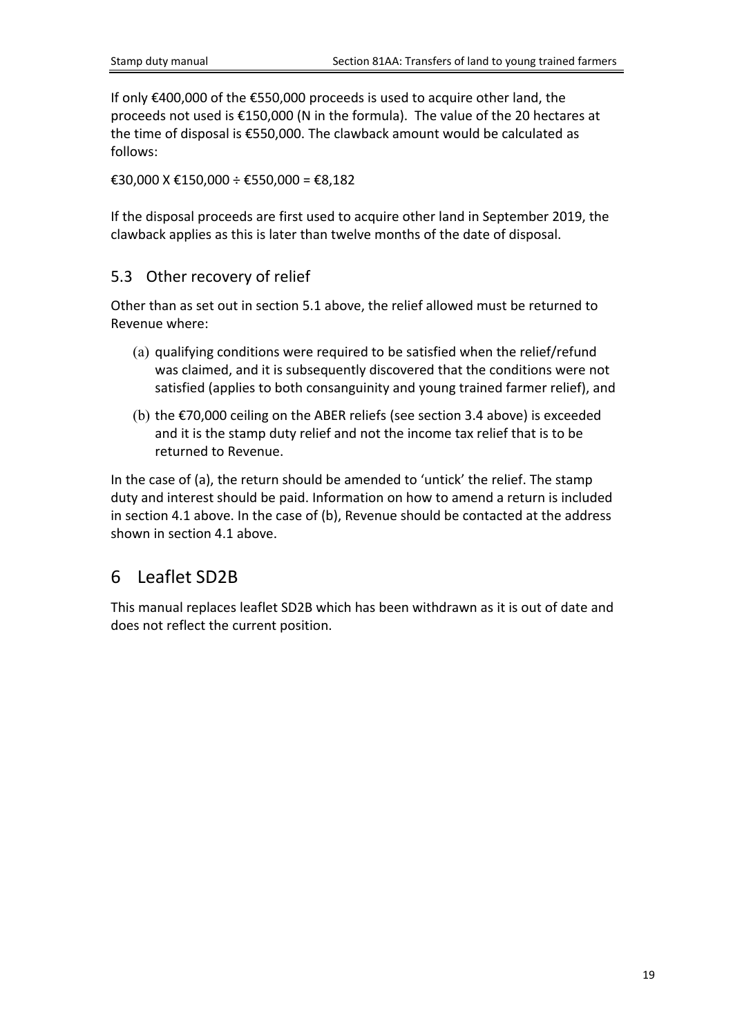If only €400,000 of the €550,000 proceeds is used to acquire other land, the proceeds not used is €150,000 (N in the formula). The value of the 20 hectares at the time of disposal is €550,000. The clawback amount would be calculated as follows:

€30,000 X €150,000 ÷ €550,000 = €8,182

If the disposal proceeds are first used to acquire other land in September 2019, the clawback applies as this is later than twelve months of the date of disposal.

## 5.3 Other recovery of relief

Other than as set out in section 5.1 above, the relief allowed must be returned to Revenue where:

(a) qualifying conditions were required to be satisfied when the relief/refund was claimed, and it is subsequently discovered that the conditions were not satisfied (applies to both consanguinity and young trained farmer relief), and

(b) the €70,000 ceiling on the ABER reliefs (see section 3.4 above) is exceeded and it is the stamp duty relief and not the income tax relief that is to be returned to Revenue.

In the case of (a), the return should be amended to 'untick' the relief. The stamp duty and interest should be paid. Information on how to amend a return is included in section 4.1 above. In the case of (b), Revenue should be contacted at the address shown in section 4.1 above.

# 6 Leaflet SD2B

This manual replaces leaflet SD2B which has been withdrawn as it is out of date and does not reflect the current position.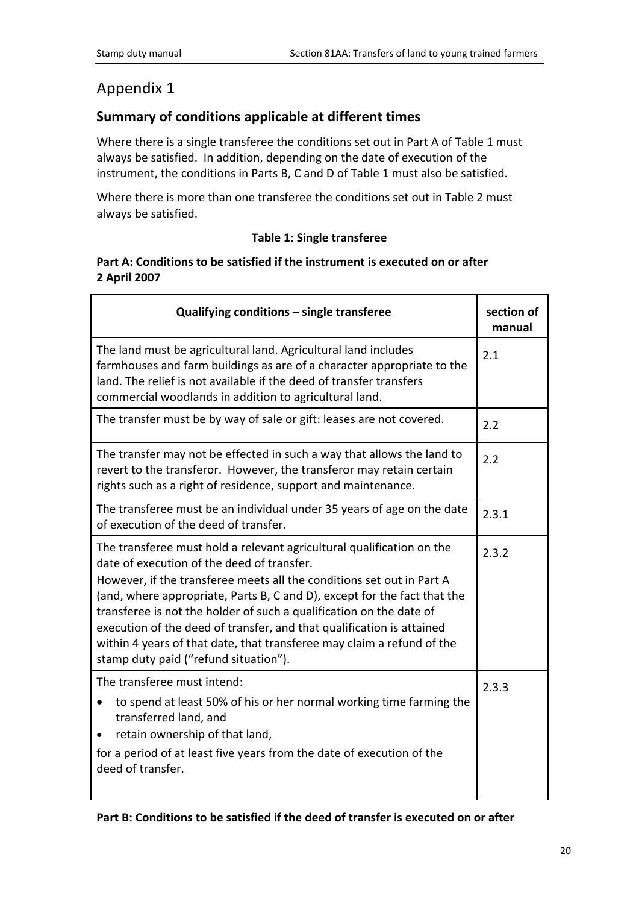# Appendix 1

## Summary of conditions applicable at different times

Where there is a single transferee the conditions set out in Part A of Table 1 must always be satisfied. In addition, depending on the date of execution of the instrument, the conditions in Parts B, C and D of Table 1 must also be satisfied.

Where there is more than one transferee the conditions set out in Table 2 must always be satisfied.

**Table 1: Single transferee**

**Part A: Conditions to be satisfied if the instrument is executed on or after 2 April 2007**

| Qualifying conditions – single transferee | section of manual |
|---|---|
| The land must be agricultural land. Agricultural land includes farmhouses and farm buildings as are of a character appropriate to the land. The relief is not available if the deed of transfer transfers commercial woodlands in addition to agricultural land. | 2.1 |
| The transfer must be by way of sale or gift: leases are not covered. | 2.2 |
| The transfer may not be effected in such a way that allows the land to revert to the transferor. However, the transferor may retain certain rights such as a right of residence, support and maintenance. | 2.2 |
| The transferee must be an individual under 35 years of age on the date of execution of the deed of transfer. | 2.3.1 |
| The transferee must hold a relevant agricultural qualification on the date of execution of the deed of transfer.<br>However, if the transferee meets all the conditions set out in Part A (and, where appropriate, Parts B, C and D), except for the fact that the transferee is not the holder of such a qualification on the date of execution of the deed of transfer, and that qualification is attained within 4 years of that date, that transferee may claim a refund of the stamp duty paid ("refund situation"). | 2.3.2 |
| The transferee must intend:<br>• to spend at least 50% of his or her normal working time farming the transferred land, and<br>• retain ownership of that land,<br>for a period of at least five years from the date of execution of the deed of transfer. | 2.3.3 |

**Part B: Conditions to be satisfied if the deed of transfer is executed on or after**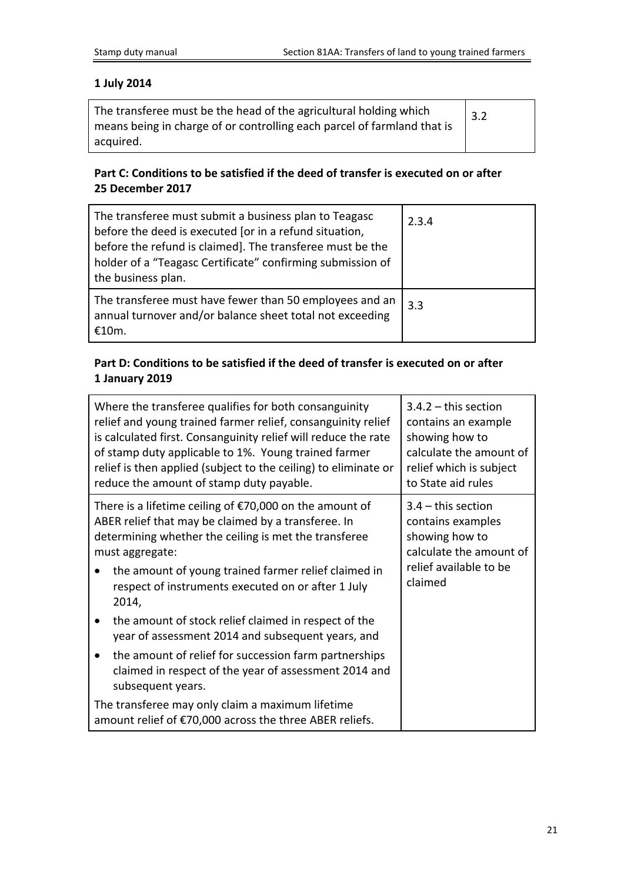**1 July 2014**

| The transferee must be the head of the agricultural holding which means being in charge of or controlling each parcel of farmland that is acquired. | 3.2 |
|---|---|

**Part C: Conditions to be satisfied if the deed of transfer is executed on or after 25 December 2017**

| The transferee must submit a business plan to Teagasc before the deed is executed [or in a refund situation, before the refund is claimed]. The transferee must be the holder of a "Teagasc Certificate" confirming submission of the business plan. | 2.3.4 |
|---|---|
| The transferee must have fewer than 50 employees and an annual turnover and/or balance sheet total not exceeding €10m. | 3.3 |

**Part D: Conditions to be satisfied if the deed of transfer is executed on or after 1 January 2019**

| Where the transferee qualifies for both consanguinity relief and young trained farmer relief, consanguinity relief is calculated first. Consanguinity relief will reduce the rate of stamp duty applicable to 1%. Young trained farmer relief is then applied (subject to the ceiling) to eliminate or reduce the amount of stamp duty payable. | 3.4.2 – this section contains an example showing how to calculate the amount of relief which is subject to State aid rules |
|---|---|
| There is a lifetime ceiling of €70,000 on the amount of ABER relief that may be claimed by a transferee. In determining whether the ceiling is met the transferee must aggregate:<br>• the amount of young trained farmer relief claimed in respect of instruments executed on or after 1 July 2014,<br>• the amount of stock relief claimed in respect of the year of assessment 2014 and subsequent years, and<br>• the amount of relief for succession farm partnerships claimed in respect of the year of assessment 2014 and subsequent years.<br>The transferee may only claim a maximum lifetime amount relief of €70,000 across the three ABER reliefs. | 3.4 – this section contains examples showing how to calculate the amount of relief available to be claimed |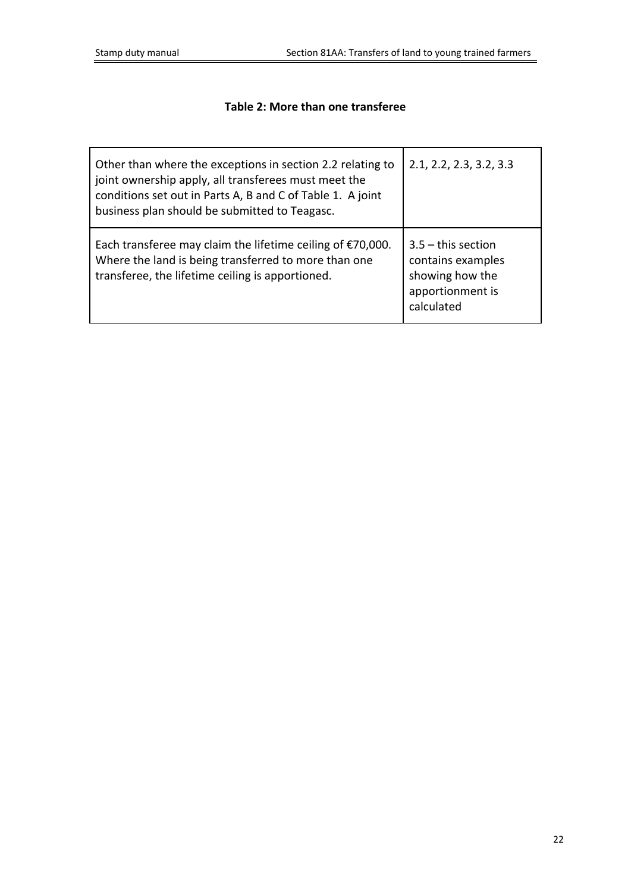**Table 2: More than one transferee**

| | |
|---|---|
| Other than where the exceptions in section 2.2 relating to joint ownership apply, all transferees must meet the conditions set out in Parts A, B and C of Table 1. A joint business plan should be submitted to Teagasc. | 2.1, 2.2, 2.3, 3.2, 3.3 |
| Each transferee may claim the lifetime ceiling of €70,000. Where the land is being transferred to more than one transferee, the lifetime ceiling is apportioned. | 3.5 – this section contains examples showing how the apportionment is calculated |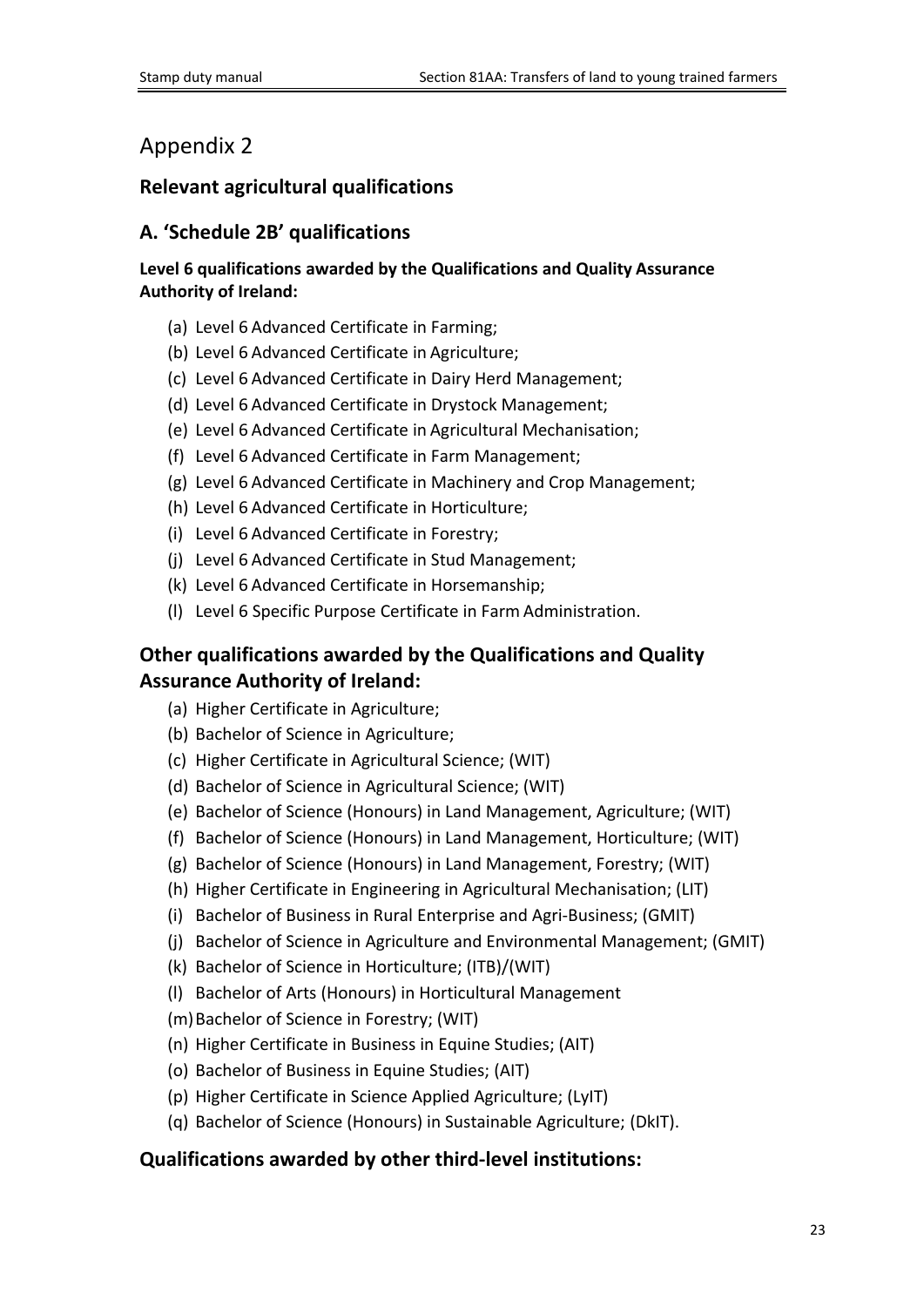# Appendix 2

## Relevant agricultural qualifications

## A. 'Schedule 2B' qualifications

**Level 6 qualifications awarded by the Qualifications and Quality Assurance Authority of Ireland:**

(a) Level 6 Advanced Certificate in Farming;
(b) Level 6 Advanced Certificate in Agriculture;
(c) Level 6 Advanced Certificate in Dairy Herd Management;
(d) Level 6 Advanced Certificate in Drystock Management;
(e) Level 6 Advanced Certificate in Agricultural Mechanisation;
(f) Level 6 Advanced Certificate in Farm Management;
(g) Level 6 Advanced Certificate in Machinery and Crop Management;
(h) Level 6 Advanced Certificate in Horticulture;
(i) Level 6 Advanced Certificate in Forestry;
(j) Level 6 Advanced Certificate in Stud Management;
(k) Level 6 Advanced Certificate in Horsemanship;
(l) Level 6 Specific Purpose Certificate in Farm Administration.

## Other qualifications awarded by the Qualifications and Quality Assurance Authority of Ireland:

(a) Higher Certificate in Agriculture;
(b) Bachelor of Science in Agriculture;
(c) Higher Certificate in Agricultural Science; (WIT)
(d) Bachelor of Science in Agricultural Science; (WIT)
(e) Bachelor of Science (Honours) in Land Management, Agriculture; (WIT)
(f) Bachelor of Science (Honours) in Land Management, Horticulture; (WIT)
(g) Bachelor of Science (Honours) in Land Management, Forestry; (WIT)
(h) Higher Certificate in Engineering in Agricultural Mechanisation; (LIT)
(i) Bachelor of Business in Rural Enterprise and Agri-Business; (GMIT)
(j) Bachelor of Science in Agriculture and Environmental Management; (GMIT)
(k) Bachelor of Science in Horticulture; (ITB)/(WIT)
(l) Bachelor of Arts (Honours) in Horticultural Management
(m) Bachelor of Science in Forestry; (WIT)
(n) Higher Certificate in Business in Equine Studies; (AIT)
(o) Bachelor of Business in Equine Studies; (AIT)
(p) Higher Certificate in Science Applied Agriculture; (LyIT)
(q) Bachelor of Science (Honours) in Sustainable Agriculture; (DkIT).

## Qualifications awarded by other third-level institutions: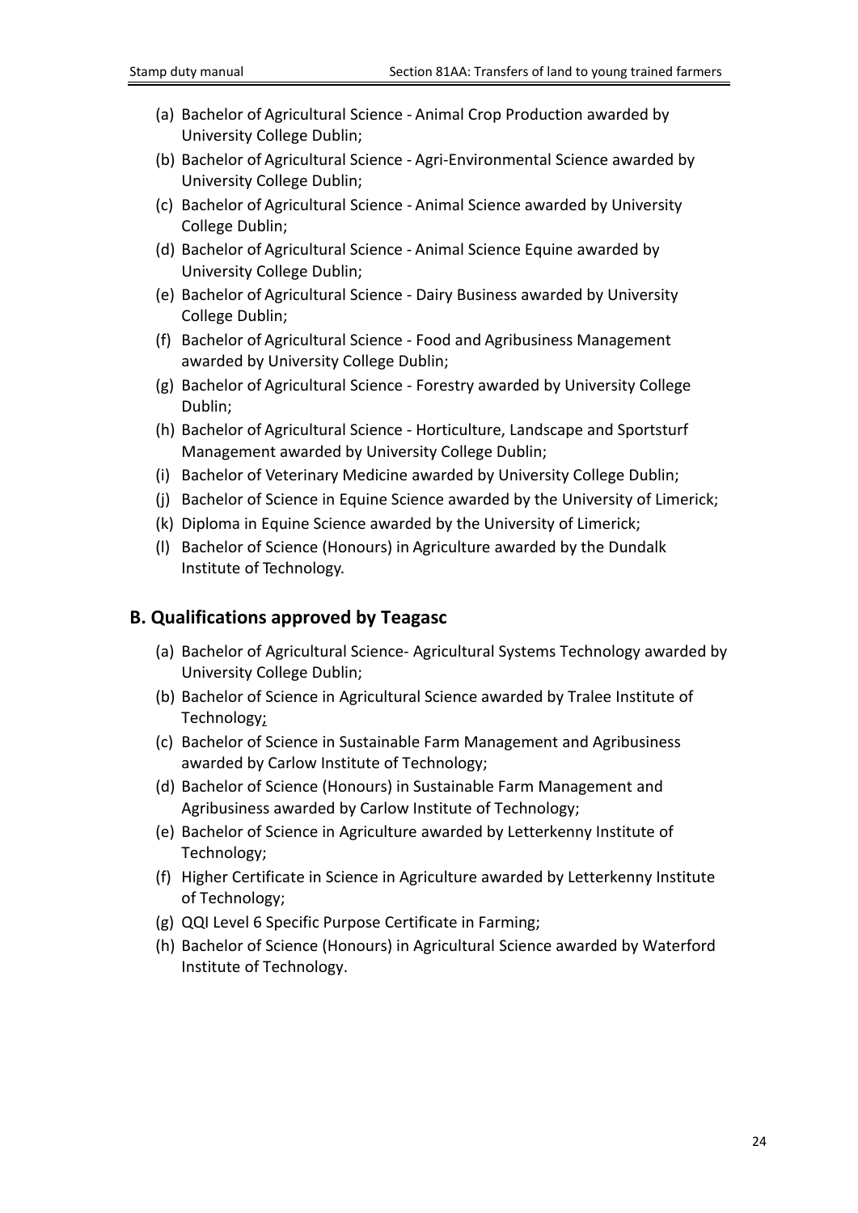(a) Bachelor of Agricultural Science - Animal Crop Production awarded by University College Dublin;

(b) Bachelor of Agricultural Science - Agri-Environmental Science awarded by University College Dublin;

(c) Bachelor of Agricultural Science - Animal Science awarded by University College Dublin;

(d) Bachelor of Agricultural Science - Animal Science Equine awarded by University College Dublin;

(e) Bachelor of Agricultural Science - Dairy Business awarded by University College Dublin;

(f) Bachelor of Agricultural Science - Food and Agribusiness Management awarded by University College Dublin;

(g) Bachelor of Agricultural Science - Forestry awarded by University College Dublin;

(h) Bachelor of Agricultural Science - Horticulture, Landscape and Sportsturf Management awarded by University College Dublin;

(i) Bachelor of Veterinary Medicine awarded by University College Dublin;

(j) Bachelor of Science in Equine Science awarded by the University of Limerick;

(k) Diploma in Equine Science awarded by the University of Limerick;

(l) Bachelor of Science (Honours) in Agriculture awarded by the Dundalk Institute of Technology.

## B. Qualifications approved by Teagasc

(a) Bachelor of Agricultural Science- Agricultural Systems Technology awarded by University College Dublin;

(b) Bachelor of Science in Agricultural Science awarded by Tralee Institute of Technology;

(c) Bachelor of Science in Sustainable Farm Management and Agribusiness awarded by Carlow Institute of Technology;

(d) Bachelor of Science (Honours) in Sustainable Farm Management and Agribusiness awarded by Carlow Institute of Technology;

(e) Bachelor of Science in Agriculture awarded by Letterkenny Institute of Technology;

(f) Higher Certificate in Science in Agriculture awarded by Letterkenny Institute of Technology;

(g) QQI Level 6 Specific Purpose Certificate in Farming;

(h) Bachelor of Science (Honours) in Agricultural Science awarded by Waterford Institute of Technology.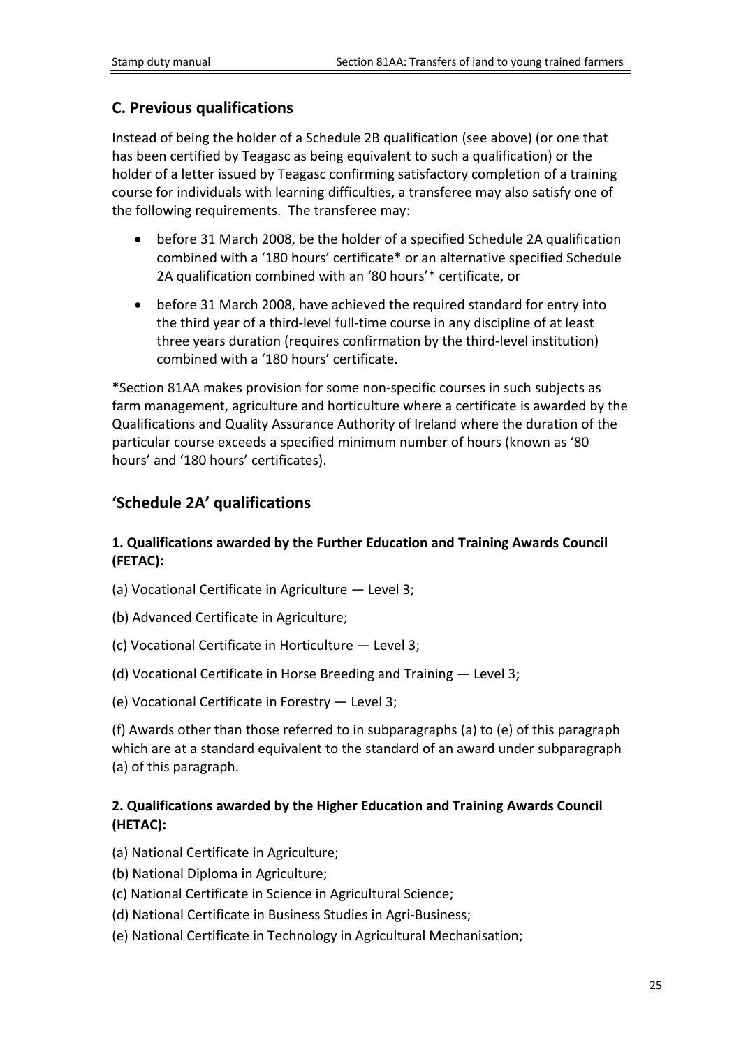## C. Previous qualifications

Instead of being the holder of a Schedule 2B qualification (see above) (or one that has been certified by Teagasc as being equivalent to such a qualification) or the holder of a letter issued by Teagasc confirming satisfactory completion of a training course for individuals with learning difficulties, a transferee may also satisfy one of the following requirements. The transferee may:

- before 31 March 2008, be the holder of a specified Schedule 2A qualification combined with a '180 hours' certificate* or an alternative specified Schedule 2A qualification combined with an '80 hours'* certificate, or
- before 31 March 2008, have achieved the required standard for entry into the third year of a third-level full-time course in any discipline of at least three years duration (requires confirmation by the third-level institution) combined with a '180 hours' certificate.

*Section 81AA makes provision for some non-specific courses in such subjects as farm management, agriculture and horticulture where a certificate is awarded by the Qualifications and Quality Assurance Authority of Ireland where the duration of the particular course exceeds a specified minimum number of hours (known as '80 hours' and '180 hours' certificates).

## 'Schedule 2A' qualifications

### 1. Qualifications awarded by the Further Education and Training Awards Council (FETAC):

(a) Vocational Certificate in Agriculture — Level 3;

(b) Advanced Certificate in Agriculture;

(c) Vocational Certificate in Horticulture — Level 3;

(d) Vocational Certificate in Horse Breeding and Training — Level 3;

(e) Vocational Certificate in Forestry — Level 3;

(f) Awards other than those referred to in subparagraphs (a) to (e) of this paragraph which are at a standard equivalent to the standard of an award under subparagraph (a) of this paragraph.

### 2. Qualifications awarded by the Higher Education and Training Awards Council (HETAC):

(a) National Certificate in Agriculture;
(b) National Diploma in Agriculture;
(c) National Certificate in Science in Agricultural Science;
(d) National Certificate in Business Studies in Agri-Business;
(e) National Certificate in Technology in Agricultural Mechanisation;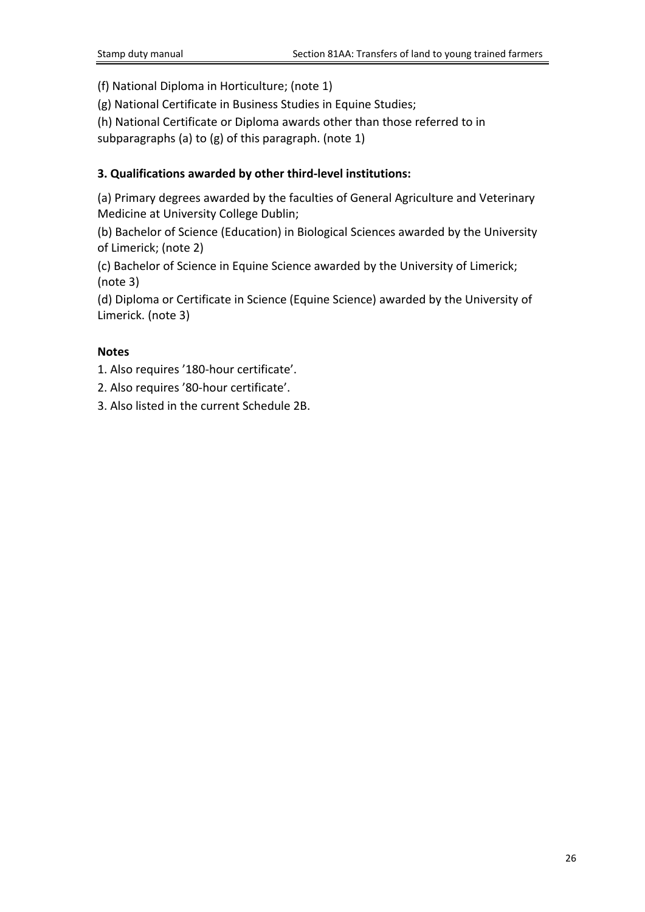(f) National Diploma in Horticulture; (note 1)

(g) National Certificate in Business Studies in Equine Studies;

(h) National Certificate or Diploma awards other than those referred to in subparagraphs (a) to (g) of this paragraph. (note 1)

**3. Qualifications awarded by other third-level institutions:**

(a) Primary degrees awarded by the faculties of General Agriculture and Veterinary Medicine at University College Dublin;

(b) Bachelor of Science (Education) in Biological Sciences awarded by the University of Limerick; (note 2)

(c) Bachelor of Science in Equine Science awarded by the University of Limerick; (note 3)

(d) Diploma or Certificate in Science (Equine Science) awarded by the University of Limerick. (note 3)

**Notes**

1. Also requires '180-hour certificate'.
2. Also requires '80-hour certificate'.
3. Also listed in the current Schedule 2B.